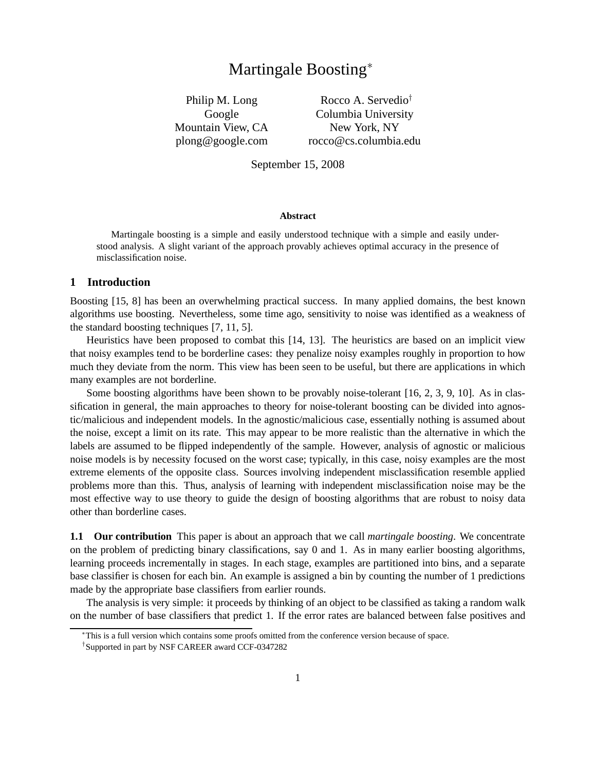# Martingale Boosting*

Philip M. Long
Google
Mountain View, CA
plong@google.com

Rocco A. Servedio†
Columbia University
New York, NY
rocco@cs.columbia.edu

September 15, 2008

**Abstract**

Martingale boosting is a simple and easily understood technique with a simple and easily understood analysis. A slight variant of the approach provably achieves optimal accuracy in the presence of misclassification noise.

## 1 Introduction

Boosting [15, 8] has been an overwhelming practical success. In many applied domains, the best known algorithms use boosting. Nevertheless, some time ago, sensitivity to noise was identified as a weakness of the standard boosting techniques [7, 11, 5].

Heuristics have been proposed to combat this [14, 13]. The heuristics are based on an implicit view that noisy examples tend to be borderline cases: they penalize noisy examples roughly in proportion to how much they deviate from the norm. This view has been seen to be useful, but there are applications in which many examples are not borderline.

Some boosting algorithms have been shown to be provably noise-tolerant [16, 2, 3, 9, 10]. As in classification in general, the main approaches to theory for noise-tolerant boosting can be divided into agnostic/malicious and independent models. In the agnostic/malicious case, essentially nothing is assumed about the noise, except a limit on its rate. This may appear to be more realistic than the alternative in which the labels are assumed to be flipped independently of the sample. However, analysis of agnostic or malicious noise models is by necessity focused on the worst case; typically, in this case, noisy examples are the most extreme elements of the opposite class. Sources involving independent misclassification resemble applied problems more than this. Thus, analysis of learning with independent misclassification noise may be the most effective way to use theory to guide the design of boosting algorithms that are robust to noisy data other than borderline cases.

**1.1 Our contribution** This paper is about an approach that we call *martingale boosting*. We concentrate on the problem of predicting binary classifications, say 0 and 1. As in many earlier boosting algorithms, learning proceeds incrementally in stages. In each stage, examples are partitioned into bins, and a separate base classifier is chosen for each bin. An example is assigned a bin by counting the number of 1 predictions made by the appropriate base classifiers from earlier rounds.

The analysis is very simple: it proceeds by thinking of an object to be classified as taking a random walk on the number of base classifiers that predict 1. If the error rates are balanced between false positives and

*This is a full version which contains some proofs omitted from the conference version because of space.

†Supported in part by NSF CAREER award CCF-0347282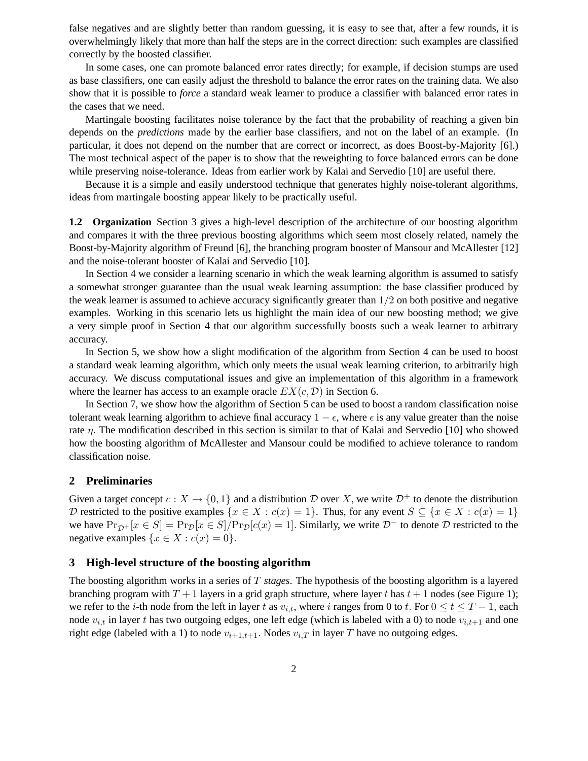false negatives and are slightly better than random guessing, it is easy to see that, after a few rounds, it is overwhelmingly likely that more than half the steps are in the correct direction: such examples are classified correctly by the boosted classifier.

In some cases, one can promote balanced error rates directly; for example, if decision stumps are used as base classifiers, one can easily adjust the threshold to balance the error rates on the training data. We also show that it is possible to *force* a standard weak learner to produce a classifier with balanced error rates in the cases that we need.

Martingale boosting facilitates noise tolerance by the fact that the probability of reaching a given bin depends on the *predictions* made by the earlier base classifiers, and not on the label of an example. (In particular, it does not depend on the number that are correct or incorrect, as does Boost-by-Majority [6].) The most technical aspect of the paper is to show that the reweighting to force balanced errors can be done while preserving noise-tolerance. Ideas from earlier work by Kalai and Servedio [10] are useful there.

Because it is a simple and easily understood technique that generates highly noise-tolerant algorithms, ideas from martingale boosting appear likely to be practically useful.

**1.2 Organization** Section 3 gives a high-level description of the architecture of our boosting algorithm and compares it with the three previous boosting algorithms which seem most closely related, namely the Boost-by-Majority algorithm of Freund [6], the branching program booster of Mansour and McAllester [12] and the noise-tolerant booster of Kalai and Servedio [10].

In Section 4 we consider a learning scenario in which the weak learning algorithm is assumed to satisfy a somewhat stronger guarantee than the usual weak learning assumption: the base classifier produced by the weak learner is assumed to achieve accuracy significantly greater than $1/2$ on both positive and negative examples. Working in this scenario lets us highlight the main idea of our new boosting method; we give a very simple proof in Section 4 that our algorithm successfully boosts such a weak learner to arbitrary accuracy.

In Section 5, we show how a slight modification of the algorithm from Section 4 can be used to boost a standard weak learning algorithm, which only meets the usual weak learning criterion, to arbitrarily high accuracy. We discuss computational issues and give an implementation of this algorithm in a framework where the learner has access to an example oracle $EX(c, \mathcal{D})$ in Section 6.

In Section 7, we show how the algorithm of Section 5 can be used to boost a random classification noise tolerant weak learning algorithm to achieve final accuracy $1 - \epsilon$, where $\epsilon$ is any value greater than the noise rate $\eta$. The modification described in this section is similar to that of Kalai and Servedio [10] who showed how the boosting algorithm of McAllester and Mansour could be modified to achieve tolerance to random classification noise.

## 2 Preliminaries

Given a target concept $c : X \to \{0, 1\}$ and a distribution $\mathcal{D}$ over $X$, we write $\mathcal{D}^+$ to denote the distribution $\mathcal{D}$ restricted to the positive examples $\{x \in X : c(x) = 1\}$. Thus, for any event $S \subseteq \{x \in X : c(x) = 1\}$ we have $\Pr_{\mathcal{D}^+}[x \in S] = \Pr_{\mathcal{D}}[x \in S]/\Pr_{\mathcal{D}}[c(x) = 1]$. Similarly, we write $\mathcal{D}^-$ to denote $\mathcal{D}$ restricted to the negative examples $\{x \in X : c(x) = 0\}$.

## 3 High-level structure of the boosting algorithm

The boosting algorithm works in a series of $T$ *stages*. The hypothesis of the boosting algorithm is a layered branching program with $T + 1$ layers in a grid graph structure, where layer $t$ has $t + 1$ nodes (see Figure 1); we refer to the $i$-th node from the left in layer $t$ as $v_{i,t}$, where $i$ ranges from 0 to $t$. For $0 \leq t \leq T - 1$, each node $v_{i,t}$ in layer $t$ has two outgoing edges, one left edge (which is labeled with a 0) to node $v_{i,t+1}$ and one right edge (labeled with a 1) to node $v_{i+1,t+1}$. Nodes $v_{i,T}$ in layer $T$ have no outgoing edges.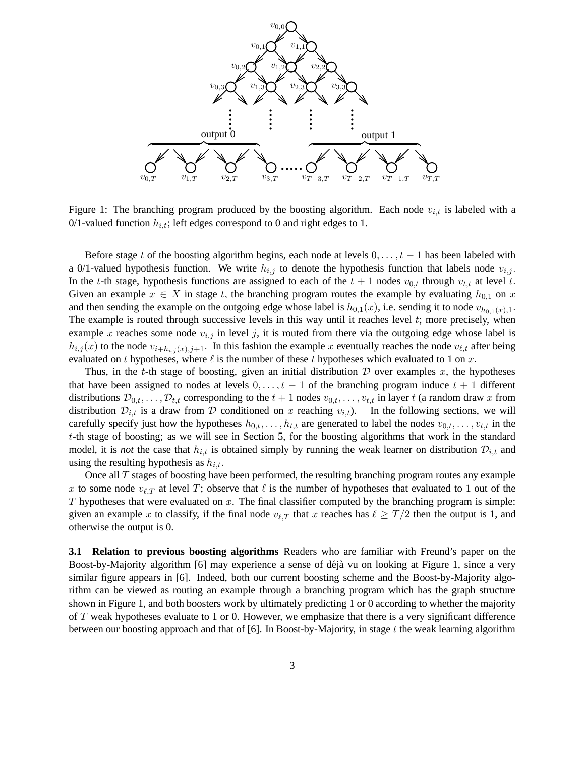Figure 1: The branching program produced by the boosting algorithm. Each node $v_{i,t}$ is labeled with a 0/1-valued function $h_{i,t}$; left edges correspond to 0 and right edges to 1.

Before stage $t$ of the boosting algorithm begins, each node at levels $0, \dots, t-1$ has been labeled with a 0/1-valued hypothesis function. We write $h_{i,j}$ to denote the hypothesis function that labels node $v_{i,j}$. In the $t$-th stage, hypothesis functions are assigned to each of the $t+1$ nodes $v_{0,t}$ through $v_{t,t}$ at level $t$. Given an example $x \in X$ in stage $t$, the branching program routes the example by evaluating $h_{0,1}$ on $x$ and then sending the example on the outgoing edge whose label is $h_{0,1}(x)$, i.e. sending it to node $v_{h_{0,1}(x),1}$. The example is routed through successive levels in this way until it reaches level $t$; more precisely, when example $x$ reaches some node $v_{i,j}$ in level $j$, it is routed from there via the outgoing edge whose label is $h_{i,j}(x)$ to the node $v_{i+h_{i,j}(x),j+1}$. In this fashion the example $x$ eventually reaches the node $v_{\ell,t}$ after being evaluated on $t$ hypotheses, where $\ell$ is the number of these $t$ hypotheses which evaluated to 1 on $x$.

Thus, in the $t$-th stage of boosting, given an initial distribution $\mathcal{D}$ over examples $x$, the hypotheses that have been assigned to nodes at levels $0, \dots, t-1$ of the branching program induce $t+1$ different distributions $\mathcal{D}_{0,t}, \dots, \mathcal{D}_{t,t}$ corresponding to the $t+1$ nodes $v_{0,t}, \dots, v_{t,t}$ in layer $t$ (a random draw $x$ from distribution $\mathcal{D}_{i,t}$ is a draw from $\mathcal{D}$ conditioned on $x$ reaching $v_{i,t}$). In the following sections, we will carefully specify just how the hypotheses $h_{0,t}, \dots, h_{t,t}$ are generated to label the nodes $v_{0,t}, \dots, v_{t,t}$ in the $t$-th stage of boosting; as we will see in Section 5, for the boosting algorithms that work in the standard model, it is *not* the case that $h_{i,t}$ is obtained simply by running the weak learner on distribution $\mathcal{D}_{i,t}$ and using the resulting hypothesis as $h_{i,t}$.

Once all $T$ stages of boosting have been performed, the resulting branching program routes any example $x$ to some node $v_{\ell,T}$ at level $T$; observe that $\ell$ is the number of hypotheses that evaluated to 1 out of the $T$ hypotheses that were evaluated on $x$. The final classifier computed by the branching program is simple: given an example $x$ to classify, if the final node $v_{\ell,T}$ that $x$ reaches has $\ell \geq T/2$ then the output is 1, and otherwise the output is 0.

**3.1 Relation to previous boosting algorithms** Readers who are familiar with Freund's paper on the Boost-by-Majority algorithm [6] may experience a sense of déjà vu on looking at Figure 1, since a very similar figure appears in [6]. Indeed, both our current boosting scheme and the Boost-by-Majority algorithm can be viewed as routing an example through a branching program which has the graph structure shown in Figure 1, and both boosters work by ultimately predicting 1 or 0 according to whether the majority of $T$ weak hypotheses evaluate to 1 or 0. However, we emphasize that there is a very significant difference between our boosting approach and that of [6]. In Boost-by-Majority, in stage $t$ the weak learning algorithm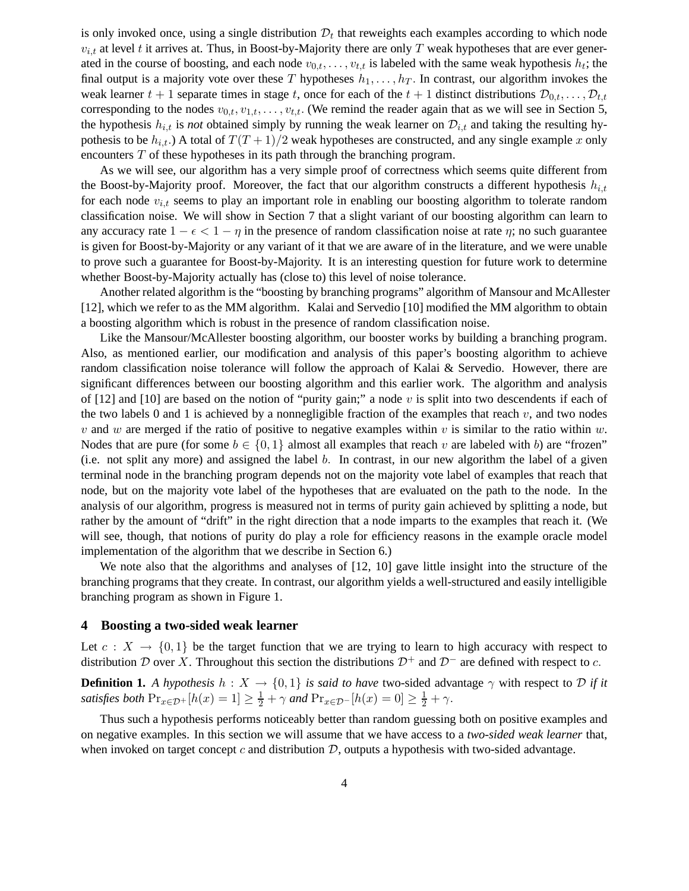is only invoked once, using a single distribution $\mathcal{D}_t$ that reweights each examples according to which node $v_{i,t}$ at level $t$ it arrives at. Thus, in Boost-by-Majority there are only $T$ weak hypotheses that are ever generated in the course of boosting, and each node $v_{0,t}, \dots, v_{t,t}$ is labeled with the same weak hypothesis $h_t$; the final output is a majority vote over these $T$ hypotheses $h_1, \dots, h_T$. In contrast, our algorithm invokes the weak learner $t+1$ separate times in stage $t$, once for each of the $t+1$ distinct distributions $\mathcal{D}_{0,t}, \dots, \mathcal{D}_{t,t}$ corresponding to the nodes $v_{0,t}, v_{1,t}, \dots, v_{t,t}$. (We remind the reader again that as we will see in Section 5, the hypothesis $h_{i,t}$ is *not* obtained simply by running the weak learner on $\mathcal{D}_{i,t}$ and taking the resulting hypothesis to be $h_{i,t}$.) A total of $T(T+1)/2$ weak hypotheses are constructed, and any single example $x$ only encounters $T$ of these hypotheses in its path through the branching program.

As we will see, our algorithm has a very simple proof of correctness which seems quite different from the Boost-by-Majority proof. Moreover, the fact that our algorithm constructs a different hypothesis $h_{i,t}$ for each node $v_{i,t}$ seems to play an important role in enabling our boosting algorithm to tolerate random classification noise. We will show in Section 7 that a slight variant of our boosting algorithm can learn to any accuracy rate $1 - \epsilon < 1 - \eta$ in the presence of random classification noise at rate $\eta$; no such guarantee is given for Boost-by-Majority or any variant of it that we are aware of in the literature, and we were unable to prove such a guarantee for Boost-by-Majority. It is an interesting question for future work to determine whether Boost-by-Majority actually has (close to) this level of noise tolerance.

Another related algorithm is the "boosting by branching programs" algorithm of Mansour and McAllester [12], which we refer to as the MM algorithm. Kalai and Servedio [10] modified the MM algorithm to obtain a boosting algorithm which is robust in the presence of random classification noise.

Like the Mansour/McAllester boosting algorithm, our booster works by building a branching program. Also, as mentioned earlier, our modification and analysis of this paper's boosting algorithm to achieve random classification noise tolerance will follow the approach of Kalai & Servedio. However, there are significant differences between our boosting algorithm and this earlier work. The algorithm and analysis of [12] and [10] are based on the notion of "purity gain;" a node $v$ is split into two descendents if each of the two labels 0 and 1 is achieved by a nonnegligible fraction of the examples that reach $v$, and two nodes $v$ and $w$ are merged if the ratio of positive to negative examples within $v$ is similar to the ratio within $w$. Nodes that are pure (for some $b \in \{0,1\}$ almost all examples that reach $v$ are labeled with $b$) are "frozen" (i.e. not split any more) and assigned the label $b$. In contrast, in our new algorithm the label of a given terminal node in the branching program depends not on the majority vote label of examples that reach that node, but on the majority vote label of the hypotheses that are evaluated on the path to the node. In the analysis of our algorithm, progress is measured not in terms of purity gain achieved by splitting a node, but rather by the amount of "drift" in the right direction that a node imparts to the examples that reach it. (We will see, though, that notions of purity do play a role for efficiency reasons in the example oracle model implementation of the algorithm that we describe in Section 6.)

We note also that the algorithms and analyses of [12, 10] gave little insight into the structure of the branching programs that they create. In contrast, our algorithm yields a well-structured and easily intelligible branching program as shown in Figure 1.

## 4 Boosting a two-sided weak learner

Let $c : X \to \{0,1\}$ be the target function that we are trying to learn to high accuracy with respect to distribution $\mathcal{D}$ over $X$. Throughout this section the distributions $\mathcal{D}^+$ and $\mathcal{D}^-$ are defined with respect to $c$.

**Definition 1.** *A hypothesis $h : X \to \{0,1\}$ is said to have* two-sided advantage $\gamma$ *with respect to $\mathcal{D}$ if it satisfies both $\Pr_{x \in \mathcal{D}^+}[h(x) = 1] \geq \frac{1}{2} + \gamma$ and $\Pr_{x \in \mathcal{D}^-}[h(x) = 0] \geq \frac{1}{2} + \gamma$.*

Thus such a hypothesis performs noticeably better than random guessing both on positive examples and on negative examples. In this section we will assume that we have access to a *two-sided weak learner* that, when invoked on target concept $c$ and distribution $\mathcal{D}$, outputs a hypothesis with two-sided advantage.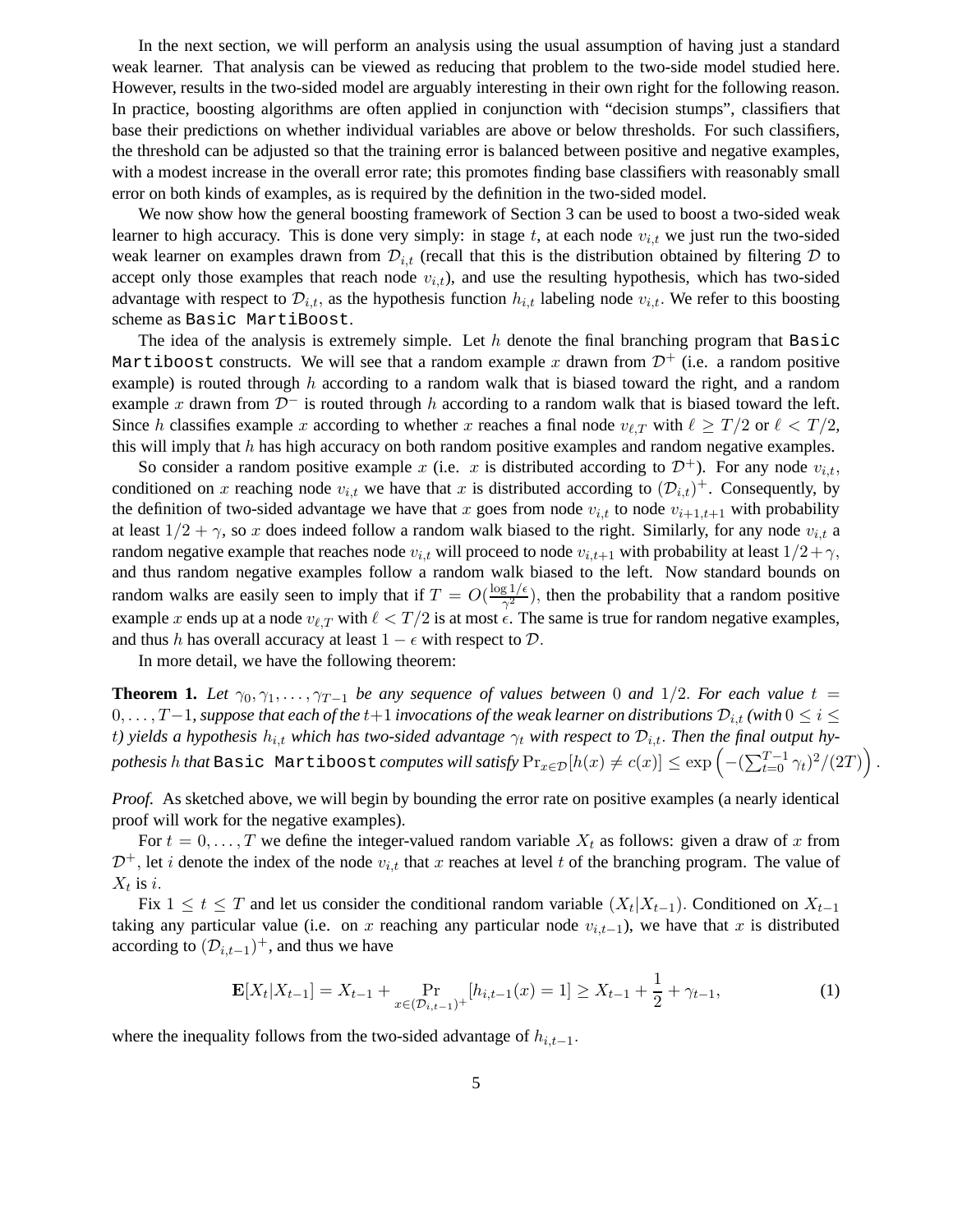In the next section, we will perform an analysis using the usual assumption of having just a standard weak learner. That analysis can be viewed as reducing that problem to the two-side model studied here. However, results in the two-sided model are arguably interesting in their own right for the following reason. In practice, boosting algorithms are often applied in conjunction with "decision stumps", classifiers that base their predictions on whether individual variables are above or below thresholds. For such classifiers, the threshold can be adjusted so that the training error is balanced between positive and negative examples, with a modest increase in the overall error rate; this promotes finding base classifiers with reasonably small error on both kinds of examples, as is required by the definition in the two-sided model.

We now show how the general boosting framework of Section 3 can be used to boost a two-sided weak learner to high accuracy. This is done very simply: in stage $t$, at each node $v_{i,t}$ we just run the two-sided weak learner on examples drawn from $\mathcal{D}_{i,t}$ (recall that this is the distribution obtained by filtering $\mathcal{D}$ to accept only those examples that reach node $v_{i,t}$), and use the resulting hypothesis, which has two-sided advantage with respect to $\mathcal{D}_{i,t}$, as the hypothesis function $h_{i,t}$ labeling node $v_{i,t}$. We refer to this boosting scheme as `Basic MartiBoost`.

The idea of the analysis is extremely simple. Let $h$ denote the final branching program that `Basic Martiboost` constructs. We will see that a random example $x$ drawn from $\mathcal{D}^+$ (i.e. a random positive example) is routed through $h$ according to a random walk that is biased toward the right, and a random example $x$ drawn from $\mathcal{D}^-$ is routed through $h$ according to a random walk that is biased toward the left. Since $h$ classifies example $x$ according to whether $x$ reaches a final node $v_{\ell,T}$ with $\ell \geq T/2$ or $\ell < T/2$, this will imply that $h$ has high accuracy on both random positive examples and random negative examples.

So consider a random positive example $x$ (i.e. $x$ is distributed according to $\mathcal{D}^+$). For any node $v_{i,t}$, conditioned on $x$ reaching node $v_{i,t}$ we have that $x$ is distributed according to $(\mathcal{D}_{i,t})^+$. Consequently, by the definition of two-sided advantage we have that $x$ goes from node $v_{i,t}$ to node $v_{i+1,t+1}$ with probability at least $1/2+\gamma$, so $x$ does indeed follow a random walk biased to the right. Similarly, for any node $v_{i,t}$ a random negative example that reaches node $v_{i,t}$ will proceed to node $v_{i,t+1}$ with probability at least $1/2+\gamma$, and thus random negative examples follow a random walk biased to the left. Now standard bounds on random walks are easily seen to imply that if $T = O(\frac{\log 1/\epsilon}{\gamma^2})$, then the probability that a random positive example $x$ ends up at a node $v_{\ell,T}$ with $\ell < T/2$ is at most $\epsilon$. The same is true for random negative examples, and thus $h$ has overall accuracy at least $1-\epsilon$ with respect to $\mathcal{D}$.

In more detail, we have the following theorem:

**Theorem 1.** *Let $\gamma_0, \gamma_1, \ldots, \gamma_{T-1}$ be any sequence of values between $0$ and $1/2$. For each value $t = 0, \ldots, T-1$, suppose that each of the $t+1$ invocations of the weak learner on distributions $\mathcal{D}_{i,t}$ (with $0 \leq i \leq t$) yields a hypothesis $h_{i,t}$ which has two-sided advantage $\gamma_t$ with respect to $\mathcal{D}_{i,t}$. Then the final output hypothesis $h$ that* `Basic Martiboost` *computes will satisfy* $\Pr_{x \in \mathcal{D}}[h(x) \neq c(x)] \leq \exp\left(-(\sum_{t=0}^{T-1} \gamma_t)^2/(2T)\right)$.

*Proof.* As sketched above, we will begin by bounding the error rate on positive examples (a nearly identical proof will work for the negative examples).

For $t = 0, \ldots, T$ we define the integer-valued random variable $X_t$ as follows: given a draw of $x$ from $\mathcal{D}^+$, let $i$ denote the index of the node $v_{i,t}$ that $x$ reaches at level $t$ of the branching program. The value of $X_t$ is $i$.

Fix $1 \leq t \leq T$ and let us consider the conditional random variable $(X_t | X_{t-1})$. Conditioned on $X_{t-1}$ taking any particular value (i.e. on $x$ reaching any particular node $v_{i,t-1}$), we have that $x$ is distributed according to $(\mathcal{D}_{i,t-1})^+$, and thus we have

$$\mathbf{E}[X_t | X_{t-1}] = X_{t-1} + \Pr_{x \in (\mathcal{D}_{i,t-1})^+}[h_{i,t-1}(x) = 1] \geq X_{t-1} + \frac{1}{2} + \gamma_{t-1}, \tag{1}$$

where the inequality follows from the two-sided advantage of $h_{i,t-1}$.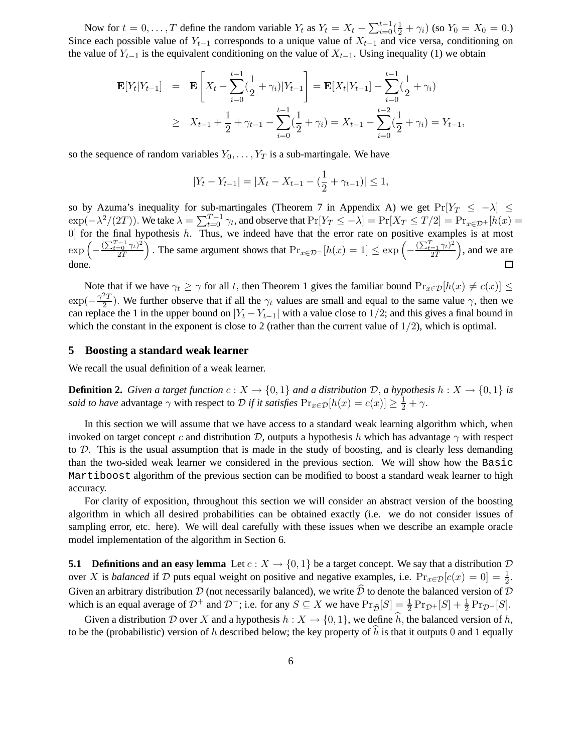Now for $t = 0, \ldots, T$ define the random variable $Y_t$ as $Y_t = X_t - \sum_{i=0}^{t-1}(\frac{1}{2} + \gamma_i)$ (so $Y_0 = X_0 = 0$.) Since each possible value of $Y_{t-1}$ corresponds to a unique value of $X_{t-1}$ and vice versa, conditioning on the value of $Y_{t-1}$ is the equivalent conditioning on the value of $X_{t-1}$. Using inequality (1) we obtain

$$\begin{aligned}
\mathbf{E}[Y_t|Y_{t-1}] &= \mathbf{E}\left[X_t - \sum_{i=0}^{t-1}(\frac{1}{2}+\gamma_i)|Y_{t-1}\right] = \mathbf{E}[X_t|Y_{t-1}] - \sum_{i=0}^{t-1}(\frac{1}{2}+\gamma_i) \\
&\geq X_{t-1} + \frac{1}{2} + \gamma_{t-1} - \sum_{i=0}^{t-1}(\frac{1}{2}+\gamma_i) = X_{t-1} - \sum_{i=0}^{t-2}(\frac{1}{2}+\gamma_i) = Y_{t-1},
\end{aligned}$$

so the sequence of random variables $Y_0, \ldots, Y_T$ is a sub-martingale. We have

$$|Y_t - Y_{t-1}| = |X_t - X_{t-1} - (\frac{1}{2} + \gamma_{t-1})| \leq 1,$$

so by Azuma's inequality for sub-martingales (Theorem 7 in Appendix A) we get $\Pr[Y_T \leq -\lambda] \leq \exp(-\lambda^2/(2T))$. We take $\lambda = \sum_{t=0}^{T-1}\gamma_t$, and observe that $\Pr[Y_T \leq -\lambda] = \Pr[X_T \leq T/2] = \Pr_{x\in\mathcal{D}^+}[h(x) = 0]$ for the final hypothesis $h$. Thus, we indeed have that the error rate on positive examples is at most $\exp\left(-\frac{(\sum_{t=0}^{T-1}\gamma_t)^2}{2T}\right)$. The same argument shows that $\Pr_{x\in\mathcal{D}^-}[h(x)=1] \leq \exp\left(-\frac{(\sum_{t=1}^{T}\gamma_t)^2}{2T}\right)$, and we are done. □

Note that if we have $\gamma_t \geq \gamma$ for all $t$, then Theorem 1 gives the familiar bound $\Pr_{x\in\mathcal{D}}[h(x) \neq c(x)] \leq \exp(-\frac{\gamma^2 T}{2})$. We further observe that if all the $\gamma_t$ values are small and equal to the same value $\gamma$, then we can replace the 1 in the upper bound on $|Y_t - Y_{t-1}|$ with a value close to $1/2$; and this gives a final bound in which the constant in the exponent is close to 2 (rather than the current value of $1/2$), which is optimal.

## 5 Boosting a standard weak learner

We recall the usual definition of a weak learner.

**Definition 2.** *Given a target function $c : X \to \{0,1\}$ and a distribution $\mathcal{D}$, a hypothesis $h : X \to \{0,1\}$ is said to have* advantage $\gamma$ with respect to $\mathcal{D}$ *if it satisfies* $\Pr_{x\in\mathcal{D}}[h(x) = c(x)] \geq \frac{1}{2} + \gamma$.

In this section we will assume that we have access to a standard weak learning algorithm which, when invoked on target concept $c$ and distribution $\mathcal{D}$, outputs a hypothesis $h$ which has advantage $\gamma$ with respect to $\mathcal{D}$. This is the usual assumption that is made in the study of boosting, and is clearly less demanding than the two-sided weak learner we considered in the previous section. We will show how the `Basic Martiboost` algorithm of the previous section can be modified to boost a standard weak learner to high accuracy.

For clarity of exposition, throughout this section we will consider an abstract version of the boosting algorithm in which all desired probabilities can be obtained exactly (i.e. we do not consider issues of sampling error, etc. here). We will deal carefully with these issues when we describe an example oracle model implementation of the algorithm in Section 6.

**5.1 Definitions and an easy lemma** Let $c : X \to \{0,1\}$ be a target concept. We say that a distribution $\mathcal{D}$ over $X$ is *balanced* if $\mathcal{D}$ puts equal weight on positive and negative examples, i.e. $\Pr_{x\in\mathcal{D}}[c(x) = 0] = \frac{1}{2}$. Given an arbitrary distribution $\mathcal{D}$ (not necessarily balanced), we write $\widehat{\mathcal{D}}$ to denote the balanced version of $\mathcal{D}$ which is an equal average of $\mathcal{D}^+$ and $\mathcal{D}^-$; i.e. for any $S \subseteq X$ we have $\Pr_{\widehat{\mathcal{D}}}[S] = \frac{1}{2}\Pr_{\mathcal{D}^+}[S] + \frac{1}{2}\Pr_{\mathcal{D}^-}[S]$.

Given a distribution $\mathcal{D}$ over $X$ and a hypothesis $h : X \to \{0,1\}$, we define $\widehat{h}$, the balanced version of $h$, to be the (probabilistic) version of $h$ described below; the key property of $\widehat{h}$ is that it outputs 0 and 1 equally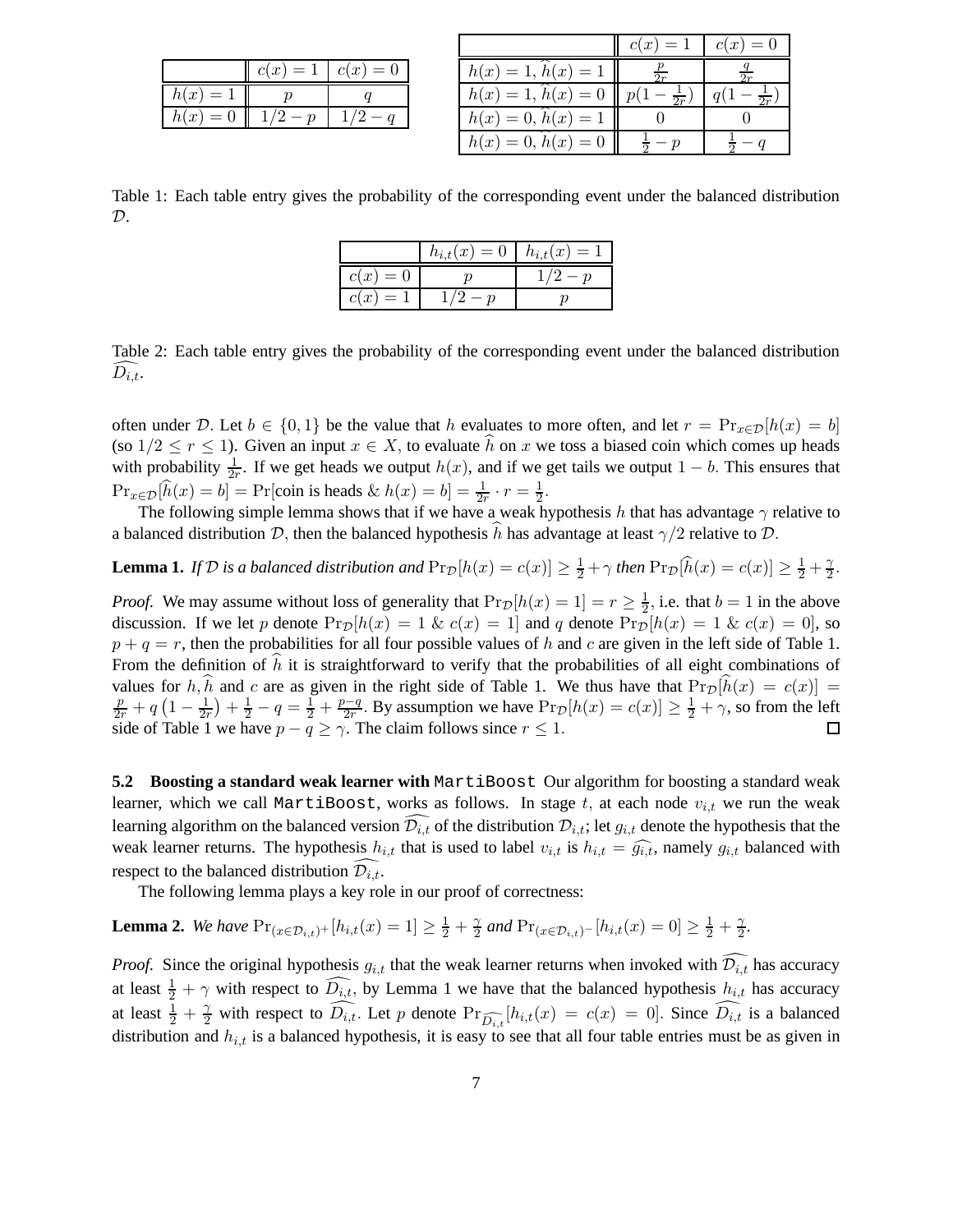|  | $c(x) = 1$ | $c(x) = 0$ |
|---|---|---|
| $h(x) = 1$ | $p$ | $q$ |
| $h(x) = 0$ | $1/2 - p$ | $1/2 - q$ |

|  | $c(x) = 1$ | $c(x) = 0$ |
|---|---|---|
| $h(x) = 1, \widehat{h}(x) = 1$ | $\frac{p}{2r}$ | $\frac{q}{2r}$ |
| $h(x) = 1, \widehat{h}(x) = 0$ | $p(1 - \frac{1}{2r})$ | $q(1 - \frac{1}{2r})$ |
| $h(x) = 0, \widehat{h}(x) = 1$ | $0$ | $0$ |
| $h(x) = 0, \widehat{h}(x) = 0$ | $\frac{1}{2} - p$ | $\frac{1}{2} - q$ |

Table 1: Each table entry gives the probability of the corresponding event under the balanced distribution $\mathcal{D}$.

|  | $h_{i,t}(x) = 0$ | $h_{i,t}(x) = 1$ |
|---|---|---|
| $c(x) = 0$ | $p$ | $1/2 - p$ |
| $c(x) = 1$ | $1/2 - p$ | $p$ |

Table 2: Each table entry gives the probability of the corresponding event under the balanced distribution $\widehat{D_{i,t}}$.

often under $\mathcal{D}$. Let $b \in \{0, 1\}$ be the value that $h$ evaluates to more often, and let $r = \Pr_{x \in \mathcal{D}}[h(x) = b]$ (so $1/2 \leq r \leq 1$). Given an input $x \in X$, to evaluate $\widehat{h}$ on $x$ we toss a biased coin which comes up heads with probability $\frac{1}{2r}$. If we get heads we output $h(x)$, and if we get tails we output $1 - b$. This ensures that $\Pr_{x \in \mathcal{D}}[\widehat{h}(x) = b] = \Pr[\text{coin is heads } \& \ h(x) = b] = \frac{1}{2r} \cdot r = \frac{1}{2}$.

The following simple lemma shows that if we have a weak hypothesis $h$ that has advantage $\gamma$ relative to a balanced distribution $\mathcal{D}$, then the balanced hypothesis $\widehat{h}$ has advantage at least $\gamma/2$ relative to $\mathcal{D}$.

**Lemma 1.** *If $\mathcal{D}$ is a balanced distribution and $\Pr_{\mathcal{D}}[h(x) = c(x)] \geq \frac{1}{2} + \gamma$ then $\Pr_{\mathcal{D}}[\widehat{h}(x) = c(x)] \geq \frac{1}{2} + \frac{\gamma}{2}$.*

*Proof.* We may assume without loss of generality that $\Pr_{\mathcal{D}}[h(x) = 1] = r \geq \frac{1}{2}$, i.e. that $b = 1$ in the above discussion. If we let $p$ denote $\Pr_{\mathcal{D}}[h(x) = 1 \ \& \ c(x) = 1]$ and $q$ denote $\Pr_{\mathcal{D}}[h(x) = 1 \ \& \ c(x) = 0]$, so $p + q = r$, then the probabilities for all four possible values of $h$ and $c$ are given in the left side of Table 1. From the definition of $\widehat{h}$ it is straightforward to verify that the probabilities of all eight combinations of values for $h, \widehat{h}$ and $c$ are as given in the right side of Table 1. We thus have that $\Pr_{\mathcal{D}}[\widehat{h}(x) = c(x)] = \frac{p}{2r} + q\left(1 - \frac{1}{2r}\right) + \frac{1}{2} - q = \frac{1}{2} + \frac{p-q}{2r}$. By assumption we have $\Pr_{\mathcal{D}}[h(x) = c(x)] \geq \frac{1}{2} + \gamma$, so from the left side of Table 1 we have $p - q \geq \gamma$. The claim follows since $r \leq 1$. □

**5.2 Boosting a standard weak learner with MartiBoost** Our algorithm for boosting a standard weak learner, which we call MartiBoost, works as follows. In stage $t$, at each node $v_{i,t}$ we run the weak learning algorithm on the balanced version $\widehat{\mathcal{D}_{i,t}}$ of the distribution $\mathcal{D}_{i,t}$; let $g_{i,t}$ denote the hypothesis that the weak learner returns. The hypothesis $h_{i,t}$ that is used to label $v_{i,t}$ is $h_{i,t} = \widehat{g_{i,t}}$, namely $g_{i,t}$ balanced with respect to the balanced distribution $\widehat{\mathcal{D}_{i,t}}$.

The following lemma plays a key role in our proof of correctness:

**Lemma 2.** *We have $\Pr_{(x \in \mathcal{D}_{i,t})^+}[h_{i,t}(x) = 1] \geq \frac{1}{2} + \frac{\gamma}{2}$ and $\Pr_{(x \in \mathcal{D}_{i,t})^-}[h_{i,t}(x) = 0] \geq \frac{1}{2} + \frac{\gamma}{2}$.*

*Proof.* Since the original hypothesis $g_{i,t}$ that the weak learner returns when invoked with $\widehat{\mathcal{D}_{i,t}}$ has accuracy at least $\frac{1}{2} + \gamma$ with respect to $\widehat{D_{i,t}}$, by Lemma 1 we have that the balanced hypothesis $h_{i,t}$ has accuracy at least $\frac{1}{2} + \frac{\gamma}{2}$ with respect to $\widehat{D_{i,t}}$. Let $p$ denote $\Pr_{\widehat{D_{i,t}}}[h_{i,t}(x) = c(x) = 0]$. Since $\widehat{D_{i,t}}$ is a balanced distribution and $h_{i,t}$ is a balanced hypothesis, it is easy to see that all four table entries must be as given in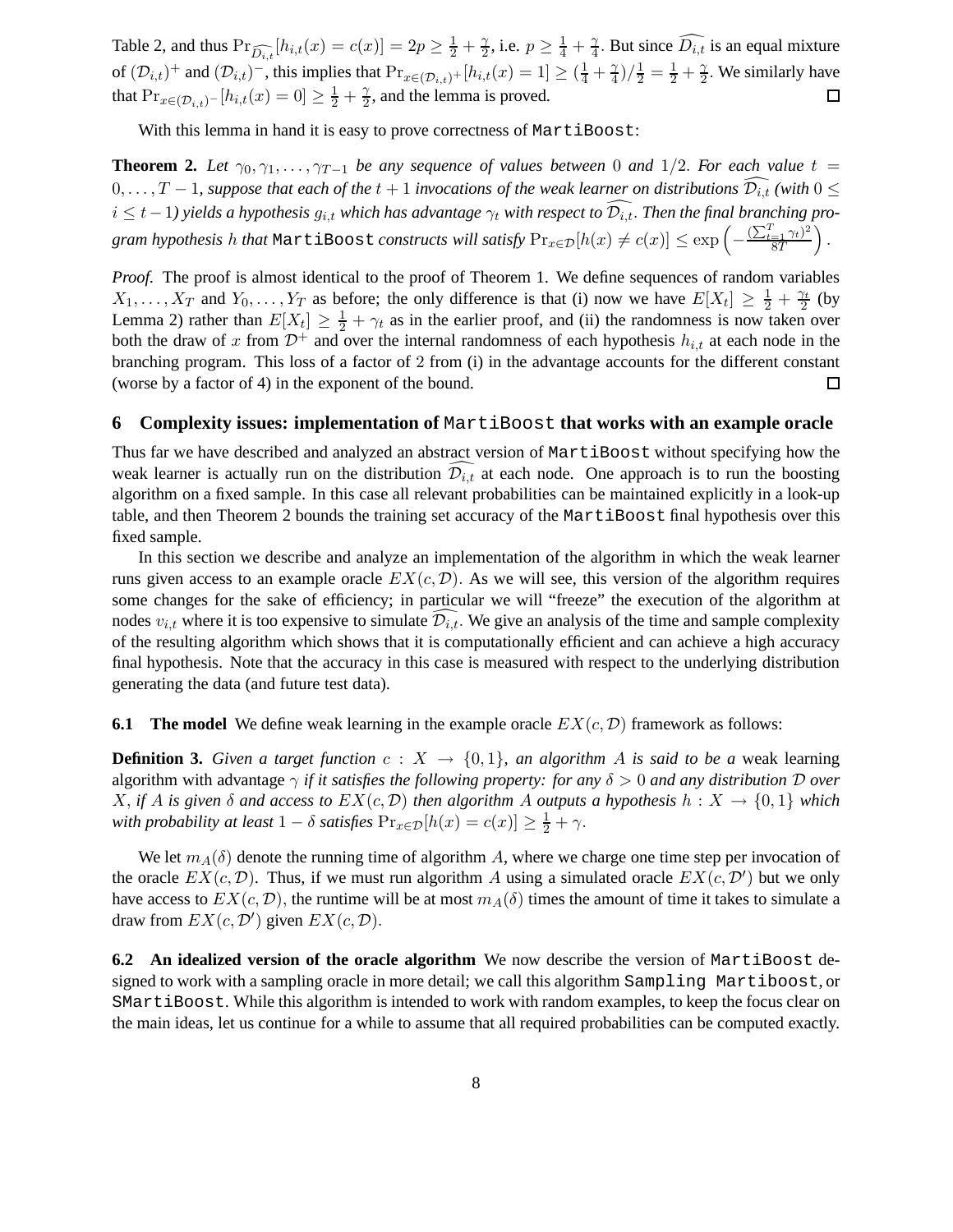Table 2, and thus $\Pr_{\widehat{D_{i,t}}}[h_{i,t}(x) = c(x)] = 2p \geq \frac{1}{2} + \frac{\gamma}{2}$, i.e. $p \geq \frac{1}{4} + \frac{\gamma}{4}$. But since $\widehat{D_{i,t}}$ is an equal mixture of $(\mathcal{D}_{i,t})^+$ and $(\mathcal{D}_{i,t})^-$, this implies that $\Pr_{x \in (\mathcal{D}_{i,t})^+}[h_{i,t}(x) = 1] \geq (\frac{1}{4} + \frac{\gamma}{4})/\frac{1}{2} = \frac{1}{2} + \frac{\gamma}{2}$. We similarly have that $\Pr_{x \in (\mathcal{D}_{i,t})^-}[h_{i,t}(x) = 0] \geq \frac{1}{2} + \frac{\gamma}{2}$, and the lemma is proved. □

With this lemma in hand it is easy to prove correctness of `MartiBoost`:

**Theorem 2.** *Let $\gamma_0, \gamma_1, \ldots, \gamma_{T-1}$ be any sequence of values between 0 and $1/2$. For each value $t = 0, \ldots, T-1$, suppose that each of the $t+1$ invocations of the weak learner on distributions $\widehat{\mathcal{D}_{i,t}}$ (with $0 \leq i \leq t-1$) yields a hypothesis $g_{i,t}$ which has advantage $\gamma_t$ with respect to $\widehat{\mathcal{D}_{i,t}}$. Then the final branching program hypothesis $h$ that `MartiBoost` constructs will satisfy $\Pr_{x \in \mathcal{D}}[h(x) \neq c(x)] \leq \exp\left(-\frac{(\sum_{t=1}^{T} \gamma_t)^2}{8T}\right)$.*

*Proof.* The proof is almost identical to the proof of Theorem 1. We define sequences of random variables $X_1, \ldots, X_T$ and $Y_0, \ldots, Y_T$ as before; the only difference is that (i) now we have $E[X_t] \geq \frac{1}{2} + \frac{\gamma_t}{2}$ (by Lemma 2) rather than $E[X_t] \geq \frac{1}{2} + \gamma_t$ as in the earlier proof, and (ii) the randomness is now taken over both the draw of $x$ from $\mathcal{D}^+$ and over the internal randomness of each hypothesis $h_{i,t}$ at each node in the branching program. This loss of a factor of 2 from (i) in the advantage accounts for the different constant (worse by a factor of 4) in the exponent of the bound. □

## 6 Complexity issues: implementation of `MartiBoost` that works with an example oracle

Thus far we have described and analyzed an abstract version of `MartiBoost` without specifying how the weak learner is actually run on the distribution $\widehat{\mathcal{D}_{i,t}}$ at each node. One approach is to run the boosting algorithm on a fixed sample. In this case all relevant probabilities can be maintained explicitly in a look-up table, and then Theorem 2 bounds the training set accuracy of the `MartiBoost` final hypothesis over this fixed sample.

In this section we describe and analyze an implementation of the algorithm in which the weak learner runs given access to an example oracle $EX(c, \mathcal{D})$. As we will see, this version of the algorithm requires some changes for the sake of efficiency; in particular we will "freeze" the execution of the algorithm at nodes $v_{i,t}$ where it is too expensive to simulate $\widehat{\mathcal{D}_{i,t}}$. We give an analysis of the time and sample complexity of the resulting algorithm which shows that it is computationally efficient and can achieve a high accuracy final hypothesis. Note that the accuracy in this case is measured with respect to the underlying distribution generating the data (and future test data).

### 6.1 The model

We define weak learning in the example oracle $EX(c, \mathcal{D})$ framework as follows:

**Definition 3.** *Given a target function $c : X \rightarrow \{0, 1\}$, an algorithm $A$ is said to be a* weak learning algorithm with advantage *$\gamma$ if it satisfies the following property: for any $\delta > 0$ and any distribution $\mathcal{D}$ over $X$, if $A$ is given $\delta$ and access to $EX(c, \mathcal{D})$ then algorithm $A$ outputs a hypothesis $h : X \rightarrow \{0, 1\}$ which with probability at least $1 - \delta$ satisfies $\Pr_{x \in \mathcal{D}}[h(x) = c(x)] \geq \frac{1}{2} + \gamma$.*

We let $m_A(\delta)$ denote the running time of algorithm $A$, where we charge one time step per invocation of the oracle $EX(c, \mathcal{D})$. Thus, if we must run algorithm $A$ using a simulated oracle $EX(c, \mathcal{D}')$ but we only have access to $EX(c, \mathcal{D})$, the runtime will be at most $m_A(\delta)$ times the amount of time it takes to simulate a draw from $EX(c, \mathcal{D}')$ given $EX(c, \mathcal{D})$.

### 6.2 An idealized version of the oracle algorithm

We now describe the version of `MartiBoost` designed to work with a sampling oracle in more detail; we call this algorithm `Sampling Martiboost`, or `SMartiBoost`. While this algorithm is intended to work with random examples, to keep the focus clear on the main ideas, let us continue for a while to assume that all required probabilities can be computed exactly.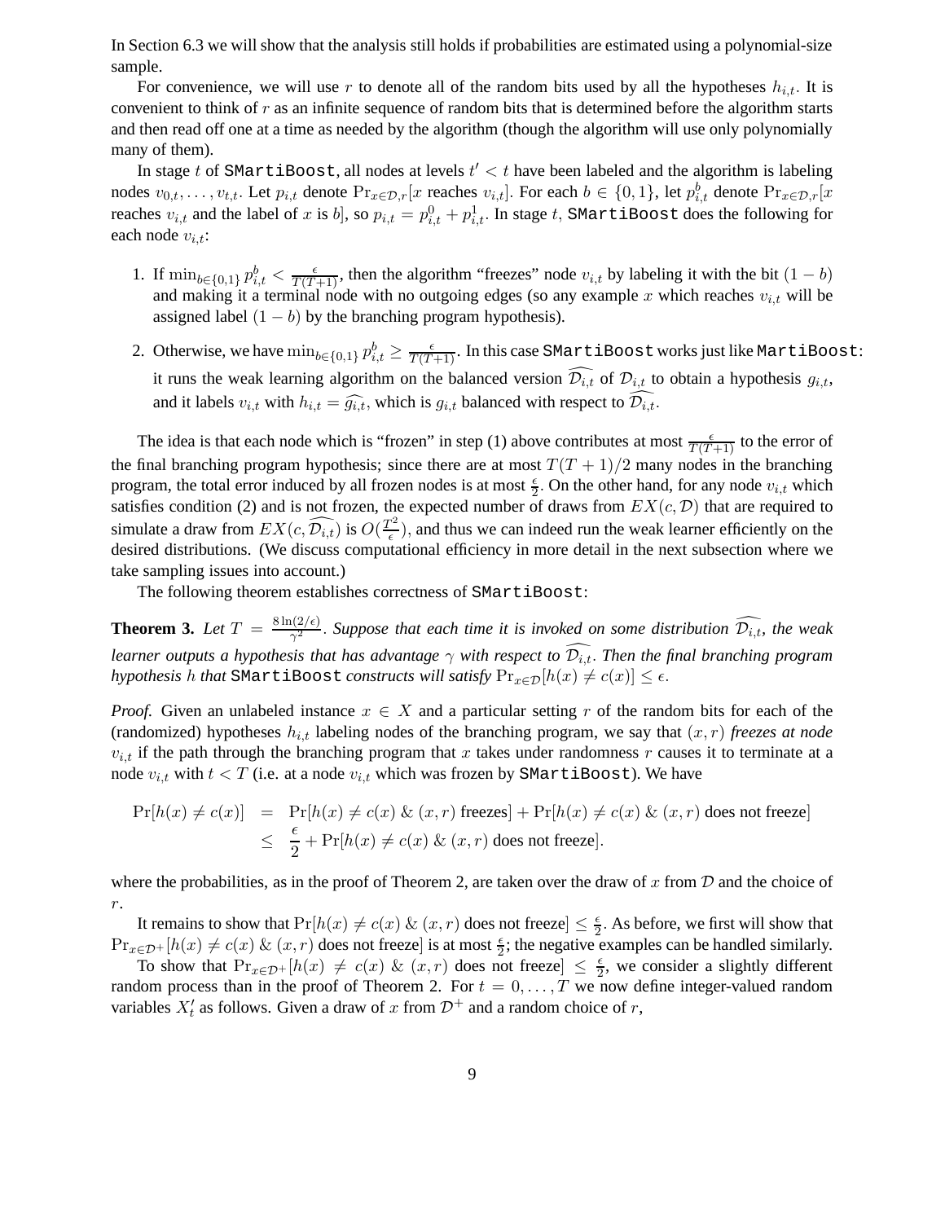In Section 6.3 we will show that the analysis still holds if probabilities are estimated using a polynomial-size sample.

For convenience, we will use $r$ to denote all of the random bits used by all the hypotheses $h_{i,t}$. It is convenient to think of $r$ as an infinite sequence of random bits that is determined before the algorithm starts and then read off one at a time as needed by the algorithm (though the algorithm will use only polynomially many of them).

In stage $t$ of SMartiBoost, all nodes at levels $t' < t$ have been labeled and the algorithm is labeling nodes $v_{0,t}, \ldots, v_{t,t}$. Let $p_{i,t}$ denote $\Pr_{x \in \mathcal{D}, r}[x \text{ reaches } v_{i,t}]$. For each $b \in \{0,1\}$, let $p^b_{i,t}$ denote $\Pr_{x \in \mathcal{D}, r}[x$ reaches $v_{i,t}$ and the label of $x$ is $b]$, so $p_{i,t} = p^0_{i,t} + p^1_{i,t}$. In stage $t$, SMartiBoost does the following for each node $v_{i,t}$:

1. If $\min_{b \in \{0,1\}} p^b_{i,t} < \frac{\epsilon}{T(T+1)}$, then the algorithm "freezes" node $v_{i,t}$ by labeling it with the bit $(1-b)$ and making it a terminal node with no outgoing edges (so any example $x$ which reaches $v_{i,t}$ will be assigned label $(1-b)$ by the branching program hypothesis).

2. Otherwise, we have $\min_{b \in \{0,1\}} p^b_{i,t} \geq \frac{\epsilon}{T(T+1)}$. In this case SMartiBoost works just like MartiBoost: it runs the weak learning algorithm on the balanced version $\widehat{\mathcal{D}_{i,t}}$ of $\mathcal{D}_{i,t}$ to obtain a hypothesis $g_{i,t}$, and it labels $v_{i,t}$ with $h_{i,t} = \widehat{g_{i,t}}$, which is $g_{i,t}$ balanced with respect to $\widehat{\mathcal{D}_{i,t}}$.

The idea is that each node which is "frozen" in step (1) above contributes at most $\frac{\epsilon}{T(T+1)}$ to the error of the final branching program hypothesis; since there are at most $T(T+1)/2$ many nodes in the branching program, the total error induced by all frozen nodes is at most $\frac{\epsilon}{2}$. On the other hand, for any node $v_{i,t}$ which satisfies condition (2) and is not frozen, the expected number of draws from $EX(c, \mathcal{D})$ that are required to simulate a draw from $EX(c, \widehat{\mathcal{D}_{i,t}})$ is $O(\frac{T^2}{\epsilon})$, and thus we can indeed run the weak learner efficiently on the desired distributions. (We discuss computational efficiency in more detail in the next subsection where we take sampling issues into account.)

The following theorem establishes correctness of SMartiBoost:

**Theorem 3.** *Let $T = \frac{8\ln(2/\epsilon)}{\gamma^2}$. Suppose that each time it is invoked on some distribution $\widehat{\mathcal{D}_{i,t}}$, the weak learner outputs a hypothesis that has advantage $\gamma$ with respect to $\widehat{\mathcal{D}_{i,t}}$. Then the final branching program hypothesis $h$ that* SMartiBoost *constructs will satisfy $\Pr_{x \in \mathcal{D}}[h(x) \neq c(x)] \leq \epsilon$.*

*Proof.* Given an unlabeled instance $x \in X$ and a particular setting $r$ of the random bits for each of the (randomized) hypotheses $h_{i,t}$ labeling nodes of the branching program, we say that $(x, r)$ *freezes at node* $v_{i,t}$ if the path through the branching program that $x$ takes under randomness $r$ causes it to terminate at a node $v_{i,t}$ with $t < T$ (i.e. at a node $v_{i,t}$ which was frozen by SMartiBoost). We have

$$\begin{aligned}
\Pr[h(x) \neq c(x)] &= \Pr[h(x) \neq c(x) \;\&\; (x,r) \text{ freezes}] + \Pr[h(x) \neq c(x) \;\&\; (x,r) \text{ does not freeze}] \\
&\leq \frac{\epsilon}{2} + \Pr[h(x) \neq c(x) \;\&\; (x,r) \text{ does not freeze}].
\end{aligned}$$

where the probabilities, as in the proof of Theorem 2, are taken over the draw of $x$ from $\mathcal{D}$ and the choice of $r$.

It remains to show that $\Pr[h(x) \neq c(x) \;\&\; (x,r) \text{ does not freeze}] \leq \frac{\epsilon}{2}$. As before, we first will show that $\Pr_{x \in \mathcal{D}^+}[h(x) \neq c(x) \;\&\; (x,r) \text{ does not freeze}]$ is at most $\frac{\epsilon}{2}$; the negative examples can be handled similarly.

To show that $\Pr_{x \in \mathcal{D}^+}[h(x) \neq c(x) \;\&\; (x,r) \text{ does not freeze}] \leq \frac{\epsilon}{2}$, we consider a slightly different random process than in the proof of Theorem 2. For $t = 0, \ldots, T$ we now define integer-valued random variables $X'_t$ as follows. Given a draw of $x$ from $\mathcal{D}^+$ and a random choice of $r$,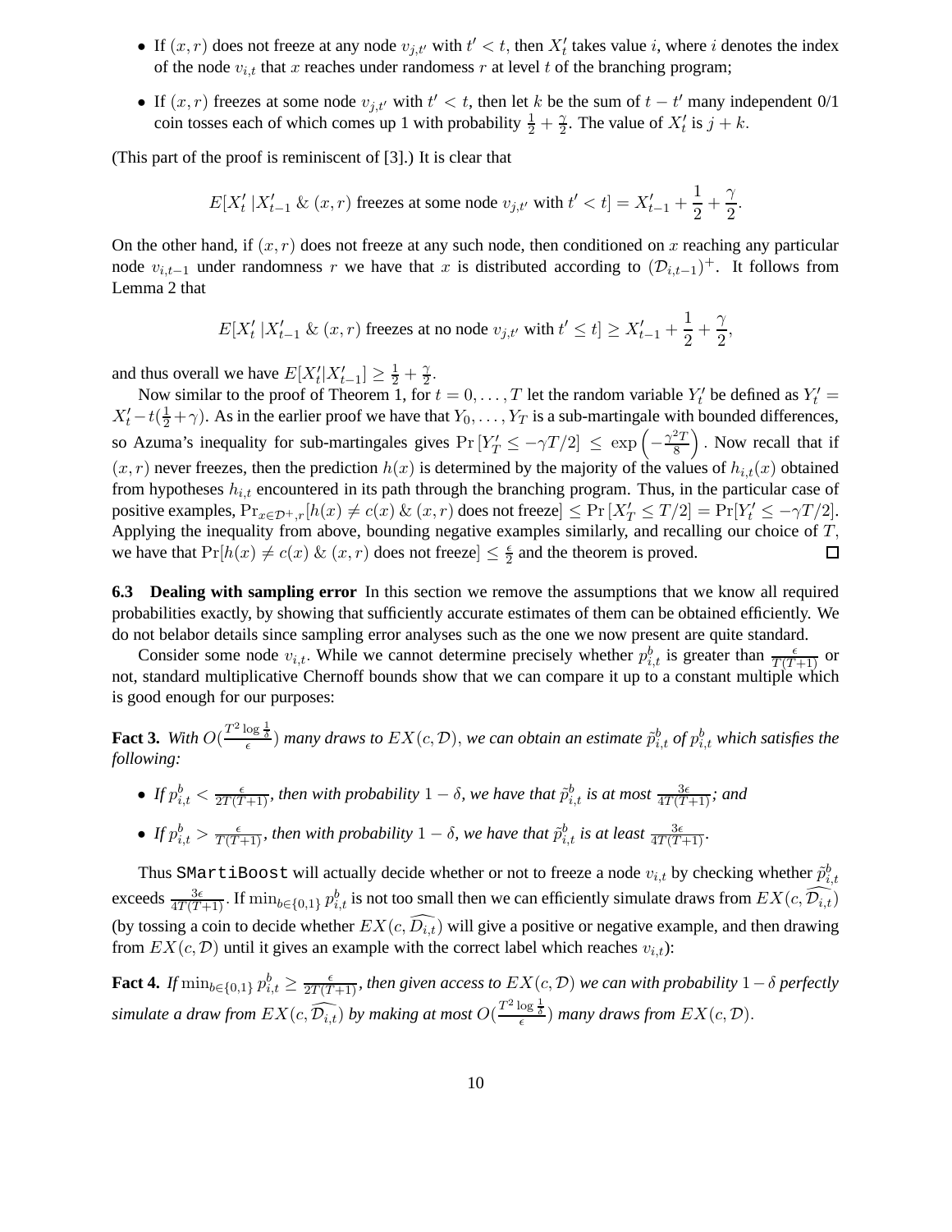- If $(x, r)$ does not freeze at any node $v_{j,t'}$ with $t' < t$, then $X'_t$ takes value $i$, where $i$ denotes the index of the node $v_{i,t}$ that $x$ reaches under randomess $r$ at level $t$ of the branching program;
- If $(x, r)$ freezes at some node $v_{j,t'}$ with $t' < t$, then let $k$ be the sum of $t - t'$ many independent 0/1 coin tosses each of which comes up 1 with probability $\frac{1}{2} + \frac{\gamma}{2}$. The value of $X'_t$ is $j + k$.

(This part of the proof is reminiscent of [3].) It is clear that

$$E[X'_t \,|X'_{t-1} \;\&\; (x,r) \text{ freezes at some node } v_{j,t'} \text{ with } t' < t] = X'_{t-1} + \frac{1}{2} + \frac{\gamma}{2}.$$

On the other hand, if $(x, r)$ does not freeze at any such node, then conditioned on $x$ reaching any particular node $v_{i,t-1}$ under randomness $r$ we have that $x$ is distributed according to $(\mathcal{D}_{i,t-1})^+$. It follows from Lemma 2 that

$$E[X'_t \,|X'_{t-1} \;\&\; (x,r) \text{ freezes at no node } v_{j,t'} \text{ with } t' \leq t] \geq X'_{t-1} + \frac{1}{2} + \frac{\gamma}{2},$$

and thus overall we have $E[X'_t|X'_{t-1}] \geq \frac{1}{2} + \frac{\gamma}{2}$.

Now similar to the proof of Theorem 1, for $t = 0, \ldots, T$ let the random variable $Y'_t$ be defined as $Y'_t = X'_t - t(\frac{1}{2} + \gamma)$. As in the earlier proof we have that $Y_0, \ldots, Y_T$ is a sub-martingale with bounded differences, so Azuma's inequality for sub-martingales gives $\Pr[Y'_T \leq -\gamma T/2] \leq \exp\left(-\frac{\gamma^2 T}{8}\right)$. Now recall that if $(x, r)$ never freezes, then the prediction $h(x)$ is determined by the majority of the values of $h_{i,t}(x)$ obtained from hypotheses $h_{i,t}$ encountered in its path through the branching program. Thus, in the particular case of positive examples, $\Pr_{x \in \mathcal{D}^+, r}[h(x) \neq c(x) \;\&\; (x,r) \text{ does not freeze}] \leq \Pr[X'_T \leq T/2] = \Pr[Y'_t \leq -\gamma T/2]$. Applying the inequality from above, bounding negative examples similarly, and recalling our choice of $T$, we have that $\Pr[h(x) \neq c(x) \;\&\; (x,r) \text{ does not freeze}] \leq \frac{\epsilon}{2}$ and the theorem is proved. □

**6.3 Dealing with sampling error** In this section we remove the assumptions that we know all required probabilities exactly, by showing that sufficiently accurate estimates of them can be obtained efficiently. We do not belabor details since sampling error analyses such as the one we now present are quite standard.

Consider some node $v_{i,t}$. While we cannot determine precisely whether $p^b_{i,t}$ is greater than $\frac{\epsilon}{T(T+1)}$ or not, standard multiplicative Chernoff bounds show that we can compare it up to a constant multiple which is good enough for our purposes:

**Fact 3.** *With $O(\frac{T^2 \log \frac{1}{\delta}}{\epsilon})$ many draws to $EX(c, \mathcal{D})$, we can obtain an estimate $\tilde{p}^b_{i,t}$ of $p^b_{i,t}$ which satisfies the following:*

- *If $p^b_{i,t} < \frac{\epsilon}{2T(T+1)}$, then with probability $1 - \delta$, we have that $\tilde{p}^b_{i,t}$ is at most $\frac{3\epsilon}{4T(T+1)}$; and*
- *If $p^b_{i,t} > \frac{\epsilon}{T(T+1)}$, then with probability $1 - \delta$, we have that $\tilde{p}^b_{i,t}$ is at least $\frac{3\epsilon}{4T(T+1)}$.*

Thus `SMartiBoost` will actually decide whether or not to freeze a node $v_{i,t}$ by checking whether $\tilde{p}^b_{i,t}$ exceeds $\frac{3\epsilon}{4T(T+1)}$. If $\min_{b \in \{0,1\}} p^b_{i,t}$ is not too small then we can efficiently simulate draws from $EX(c, \widehat{\mathcal{D}_{i,t}})$ (by tossing a coin to decide whether $EX(c, \widehat{D_{i,t}})$ will give a positive or negative example, and then drawing from $EX(c, \mathcal{D})$ until it gives an example with the correct label which reaches $v_{i,t}$):

**Fact 4.** *If $\min_{b \in \{0,1\}} p^b_{i,t} \geq \frac{\epsilon}{2T(T+1)}$, then given access to $EX(c, \mathcal{D})$ we can with probability $1 - \delta$ perfectly simulate a draw from $EX(c, \widehat{\mathcal{D}_{i,t}})$ by making at most $O(\frac{T^2 \log \frac{1}{\delta}}{\epsilon})$ many draws from $EX(c, \mathcal{D})$.*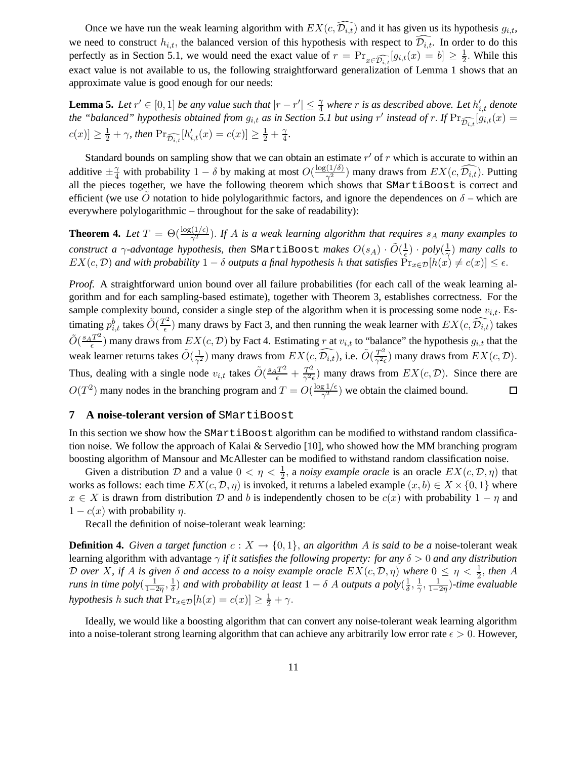Once we have run the weak learning algorithm with $EX(c, \widehat{\mathcal{D}_{i,t}})$ and it has given us its hypothesis $g_{i,t}$, we need to construct $h_{i,t}$, the balanced version of this hypothesis with respect to $\widehat{\mathcal{D}_{i,t}}$. In order to do this perfectly as in Section 5.1, we would need the exact value of $r = \Pr_{x \in \widehat{\mathcal{D}_{i,t}}}[g_{i,t}(x) = b] \geq \frac{1}{2}$. While this exact value is not available to us, the following straightforward generalization of Lemma 1 shows that an approximate value is good enough for our needs:

**Lemma 5.** *Let $r' \in [0, 1]$ be any value such that $|r - r'| \leq \frac{\gamma}{4}$ where $r$ is as described above. Let $h'_{i,t}$ denote the "balanced" hypothesis obtained from $g_{i,t}$ as in Section 5.1 but using $r'$ instead of $r$. If $\Pr_{\widehat{\mathcal{D}_{i,t}}}[g_{i,t}(x) = c(x)] \geq \frac{1}{2} + \gamma$, then $\Pr_{\widehat{\mathcal{D}_{i,t}}}[h'_{i,t}(x) = c(x)] \geq \frac{1}{2} + \frac{\gamma}{4}$.*

Standard bounds on sampling show that we can obtain an estimate $r'$ of $r$ which is accurate to within an additive $\pm\frac{\gamma}{4}$ with probability $1 - \delta$ by making at most $O(\frac{\log(1/\delta)}{\gamma^2})$ many draws from $EX(c, \widehat{\mathcal{D}_{i,t}})$. Putting all the pieces together, we have the following theorem which shows that SMartiBoost is correct and efficient (we use $\tilde{O}$ notation to hide polylogarithmic factors, and ignore the dependences on $\delta$ – which are everywhere polylogarithmic – throughout for the sake of readability):

**Theorem 4.** *Let $T = \Theta(\frac{\log(1/\epsilon)}{\gamma^2})$. If $A$ is a weak learning algorithm that requires $s_A$ many examples to construct a $\gamma$-advantage hypothesis, then* SMartiBoost *makes $O(s_A) \cdot \tilde{O}(\frac{1}{\epsilon}) \cdot poly(\frac{1}{\gamma})$ many calls to $EX(c, \mathcal{D})$ and with probability $1 - \delta$ outputs a final hypothesis $h$ that satisfies $\Pr_{x \in \mathcal{D}}[h(x) \neq c(x)] \leq \epsilon$.*

*Proof.* A straightforward union bound over all failure probabilities (for each call of the weak learning algorithm and for each sampling-based estimate), together with Theorem 3, establishes correctness. For the sample complexity bound, consider a single step of the algorithm when it is processing some node $v_{i,t}$. Estimating $p^b_{i,t}$ takes $\tilde{O}(\frac{T^2}{\epsilon})$ many draws by Fact 3, and then running the weak learner with $EX(c, \widehat{\mathcal{D}_{i,t}})$ takes $\tilde{O}(\frac{s_A T^2}{\epsilon})$ many draws from $EX(c, \mathcal{D})$ by Fact 4. Estimating $r$ at $v_{i,t}$ to "balance" the hypothesis $g_{i,t}$ that the weak learner returns takes $\tilde{O}(\frac{1}{\gamma^2})$ many draws from $EX(c, \widehat{\mathcal{D}_{i,t}})$, i.e. $\tilde{O}(\frac{T^2}{\gamma^2 \epsilon})$ many draws from $EX(c, \mathcal{D})$. Thus, dealing with a single node $v_{i,t}$ takes $\tilde{O}(\frac{s_A T^2}{\epsilon} + \frac{T^2}{\gamma^2 \epsilon})$ many draws from $EX(c, \mathcal{D})$. Since there are $O(T^2)$ many nodes in the branching program and $T = O(\frac{\log 1/\epsilon}{\gamma^2})$ we obtain the claimed bound. ☐

## 7 A noise-tolerant version of SMartiBoost

In this section we show how the SMartiBoost algorithm can be modified to withstand random classification noise. We follow the approach of Kalai & Servedio [10], who showed how the MM branching program boosting algorithm of Mansour and McAllester can be modified to withstand random classification noise.

Given a distribution $\mathcal{D}$ and a value $0 < \eta < \frac{1}{2}$, a *noisy example oracle* is an oracle $EX(c, \mathcal{D}, \eta)$ that works as follows: each time $EX(c, \mathcal{D}, \eta)$ is invoked, it returns a labeled example $(x, b) \in X \times \{0, 1\}$ where $x \in X$ is drawn from distribution $\mathcal{D}$ and $b$ is independently chosen to be $c(x)$ with probability $1 - \eta$ and $1 - c(x)$ with probability $\eta$.

Recall the definition of noise-tolerant weak learning:

**Definition 4.** *Given a target function $c : X \to \{0, 1\}$, an algorithm $A$ is said to be a* noise-tolerant weak learning algorithm with advantage $\gamma$ *if it satisfies the following property: for any $\delta > 0$ and any distribution $\mathcal{D}$ over $X$, if $A$ is given $\delta$ and access to a noisy example oracle $EX(c, \mathcal{D}, \eta)$ where $0 \leq \eta < \frac{1}{2}$, then $A$ runs in time poly$(\frac{1}{1-2\eta}, \frac{1}{\delta})$ and with probability at least $1 - \delta$ $A$ outputs a poly$(\frac{1}{\delta}, \frac{1}{\gamma}, \frac{1}{1-2\eta})$-time evaluable hypothesis $h$ such that $\Pr_{x \in \mathcal{D}}[h(x) = c(x)] \geq \frac{1}{2} + \gamma$.*

Ideally, we would like a boosting algorithm that can convert any noise-tolerant weak learning algorithm into a noise-tolerant strong learning algorithm that can achieve any arbitrarily low error rate $\epsilon > 0$. However,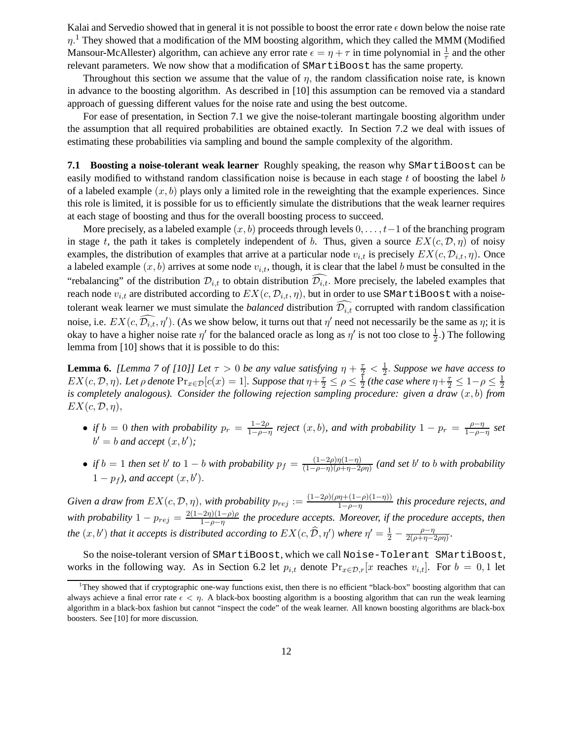Kalai and Servedio showed that in general it is not possible to boost the error rate $\epsilon$ down below the noise rate $\eta$.[1] They showed that a modification of the MM boosting algorithm, which they called the MMM (Modified Mansour-McAllester) algorithm, can achieve any error rate $\epsilon = \eta + \tau$ in time polynomial in $\frac{1}{\tau}$ and the other relevant parameters. We now show that a modification of `SMartiBoost` has the same property.

Throughout this section we assume that the value of $\eta$, the random classification noise rate, is known in advance to the boosting algorithm. As described in [10] this assumption can be removed via a standard approach of guessing different values for the noise rate and using the best outcome.

For ease of presentation, in Section 7.1 we give the noise-tolerant martingale boosting algorithm under the assumption that all required probabilities are obtained exactly. In Section 7.2 we deal with issues of estimating these probabilities via sampling and bound the sample complexity of the algorithm.

**7.1 Boosting a noise-tolerant weak learner** Roughly speaking, the reason why `SMartiBoost` can be easily modified to withstand random classification noise is because in each stage $t$ of boosting the label $b$ of a labeled example $(x, b)$ plays only a limited role in the reweighting that the example experiences. Since this role is limited, it is possible for us to efficiently simulate the distributions that the weak learner requires at each stage of boosting and thus for the overall boosting process to succeed.

More precisely, as a labeled example $(x, b)$ proceeds through levels $0, \ldots, t-1$ of the branching program in stage $t$, the path it takes is completely independent of $b$. Thus, given a source $EX(c, \mathcal{D}, \eta)$ of noisy examples, the distribution of examples that arrive at a particular node $v_{i,t}$ is precisely $EX(c, \mathcal{D}_{i,t}, \eta)$. Once a labeled example $(x, b)$ arrives at some node $v_{i,t}$, though, it is clear that the label $b$ must be consulted in the "rebalancing" of the distribution $\mathcal{D}_{i,t}$ to obtain distribution $\widehat{\mathcal{D}_{i,t}}$. More precisely, the labeled examples that reach node $v_{i,t}$ are distributed according to $EX(c, \mathcal{D}_{i,t}, \eta)$, but in order to use `SMartiBoost` with a noise-tolerant weak learner we must simulate the *balanced* distribution $\widehat{\mathcal{D}_{i,t}}$ corrupted with random classification noise, i.e. $EX(c, \widehat{\mathcal{D}_{i,t}}, \eta')$. (As we show below, it turns out that $\eta'$ need not necessarily be the same as $\eta$; it is okay to have a higher noise rate $\eta'$ for the balanced oracle as long as $\eta'$ is not too close to $\frac{1}{2}$.) The following lemma from [10] shows that it is possible to do this:

**Lemma 6.** *[Lemma 7 of [10]] Let $\tau > 0$ be any value satisfying $\eta + \frac{\tau}{2} < \frac{1}{2}$. Suppose we have access to $EX(c, \mathcal{D}, \eta)$. Let $\rho$ denote $\Pr_{x \in \mathcal{D}}[c(x) = 1]$. Suppose that $\eta + \frac{\tau}{2} \le \rho \le \frac{1}{2}$ (the case where $\eta + \frac{\tau}{2} \le 1 - \rho \le \frac{1}{2}$ is completely analogous). Consider the following rejection sampling procedure: given a draw $(x, b)$ from $EX(c, \mathcal{D}, \eta)$,*

- *if $b = 0$ then with probability $p_r = \frac{1-2\rho}{1-\rho-\eta}$ reject $(x, b)$, and with probability $1 - p_r = \frac{\rho-\eta}{1-\rho-\eta}$ set $b' = b$ and accept $(x, b')$;*
- *if $b = 1$ then set $b'$ to $1 - b$ with probability $p_f = \frac{(1-2\rho)\eta(1-\eta)}{(1-\rho-\eta)(\rho+\eta-2\rho\eta)}$ (and set $b'$ to $b$ with probability $1 - p_f$), and accept $(x, b')$.*

*Given a draw from $EX(c, \mathcal{D}, \eta)$, with probability $p_{rej} := \frac{(1-2\rho)(\rho\eta+(1-\rho)(1-\eta))}{1-\rho-\eta}$ this procedure rejects, and with probability $1 - p_{rej} = \frac{2(1-2\eta)(1-\rho)\rho}{1-\rho-\eta}$ the procedure accepts. Moreover, if the procedure accepts, then the $(x, b')$ that it accepts is distributed according to $EX(c, \widehat{\mathcal{D}}, \eta')$ where $\eta' = \frac{1}{2} - \frac{\rho-\eta}{2(\rho+\eta-2\rho\eta)}$.*

So the noise-tolerant version of `SMartiBoost`, which we call `Noise-Tolerant SMartiBoost`, works in the following way. As in Section 6.2 let $p_{i,t}$ denote $\Pr_{x \in \mathcal{D}, r}[x \text{ reaches } v_{i,t}]$. For $b = 0, 1$ let

[1] They showed that if cryptographic one-way functions exist, then there is no efficient "black-box" boosting algorithm that can always achieve a final error rate $\epsilon < \eta$. A black-box boosting algorithm is a boosting algorithm that can run the weak learning algorithm in a black-box fashion but cannot "inspect the code" of the weak learner. All known boosting algorithms are black-box boosters. See [10] for more discussion.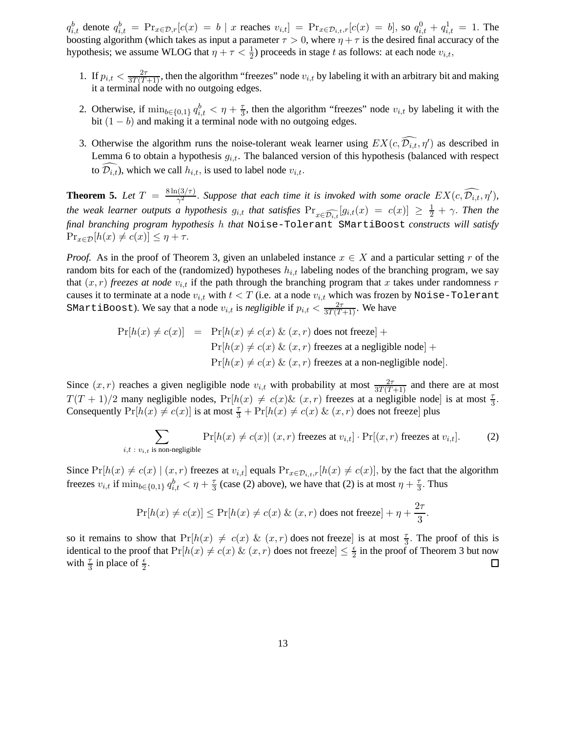$q^b_{i,t}$ denote $q^b_{i,t} = \Pr_{x \in \mathcal{D},r}[c(x) = b \mid x \text{ reaches } v_{i,t}] = \Pr_{x \in \mathcal{D}_{i,t},r}[c(x) = b]$, so $q^0_{i,t} + q^1_{i,t} = 1$. The boosting algorithm (which takes as input a parameter $\tau > 0$, where $\eta + \tau$ is the desired final accuracy of the hypothesis; we assume WLOG that $\eta + \tau < \frac{1}{2}$) proceeds in stage $t$ as follows: at each node $v_{i,t}$,

1. If $p_{i,t} < \frac{2\tau}{3T(T+1)}$, then the algorithm "freezes" node $v_{i,t}$ by labeling it with an arbitrary bit and making it a terminal node with no outgoing edges.
2. Otherwise, if $\min_{b \in \{0,1\}} q^b_{i,t} < \eta + \frac{\tau}{3}$, then the algorithm "freezes" node $v_{i,t}$ by labeling it with the bit $(1-b)$ and making it a terminal node with no outgoing edges.
3. Otherwise the algorithm runs the noise-tolerant weak learner using $EX(c, \widehat{\mathcal{D}_{i,t}}, \eta')$ as described in Lemma 6 to obtain a hypothesis $g_{i,t}$. The balanced version of this hypothesis (balanced with respect to $\widehat{\mathcal{D}_{i,t}}$), which we call $h_{i,t}$, is used to label node $v_{i,t}$.

**Theorem 5.** *Let $T = \frac{8\ln(3/\tau)}{\gamma^2}$. Suppose that each time it is invoked with some oracle $EX(c, \widehat{\mathcal{D}_{i,t}}, \eta')$, the weak learner outputs a hypothesis $g_{i,t}$ that satisfies $\Pr_{x \in \widehat{\mathcal{D}_{i,t}}}[g_{i,t}(x) = c(x)] \geq \frac{1}{2} + \gamma$. Then the final branching program hypothesis $h$ that* `Noise-Tolerant SMartiBoost` *constructs will satisfy $\Pr_{x \in \mathcal{D}}[h(x) \neq c(x)] \leq \eta + \tau$.*

*Proof.* As in the proof of Theorem 3, given an unlabeled instance $x \in X$ and a particular setting $r$ of the random bits for each of the (randomized) hypotheses $h_{i,t}$ labeling nodes of the branching program, we say that $(x, r)$ *freezes at node* $v_{i,t}$ if the path through the branching program that $x$ takes under randomness $r$ causes it to terminate at a node $v_{i,t}$ with $t < T$ (i.e. at a node $v_{i,t}$ which was frozen by `Noise-Tolerant SMartiBoost`). We say that a node $v_{i,t}$ is *negligible* if $p_{i,t} < \frac{2\tau}{3T(T+1)}$. We have

$$\begin{aligned}
\Pr[h(x) \neq c(x)] &= \Pr[h(x) \neq c(x) \text{ \& } (x,r) \text{ does not freeze}] + \\
&\quad \Pr[h(x) \neq c(x) \text{ \& } (x,r) \text{ freezes at a negligible node}] + \\
&\quad \Pr[h(x) \neq c(x) \text{ \& } (x,r) \text{ freezes at a non-negligible node}].
\end{aligned}$$

Since $(x, r)$ reaches a given negligible node $v_{i,t}$ with probability at most $\frac{2\tau}{3T(T+1)}$ and there are at most $T(T+1)/2$ many negligible nodes, $\Pr[h(x) \neq c(x) \& \ (x,r) \text{ freezes at a negligible node}]$ is at most $\frac{\tau}{3}$. Consequently $\Pr[h(x) \neq c(x)]$ is at most $\frac{\tau}{3} + \Pr[h(x) \neq c(x) \text{ \& } (x,r) \text{ does not freeze}]$ plus

$$\sum_{i,t \,:\, v_{i,t} \text{ is non-negligible}} \Pr[h(x) \neq c(x) | \ (x,r) \text{ freezes at } v_{i,t}] \cdot \Pr[(x,r) \text{ freezes at } v_{i,t}]. \tag{2}$$

Since $\Pr[h(x) \neq c(x) \mid (x,r) \text{ freezes at } v_{i,t}]$ equals $\Pr_{x \in \mathcal{D}_{i,t},r}[h(x) \neq c(x)]$, by the fact that the algorithm freezes $v_{i,t}$ if $\min_{b \in \{0,1\}} q^b_{i,t} < \eta + \frac{\tau}{3}$ (case (2) above), we have that (2) is at most $\eta + \frac{\tau}{3}$. Thus

$$\Pr[h(x) \neq c(x)] \leq \Pr[h(x) \neq c(x) \text{ \& } (x,r) \text{ does not freeze}] + \eta + \frac{2\tau}{3}.$$

so it remains to show that $\Pr[h(x) \neq c(x) \text{ \& } (x,r) \text{ does not freeze}]$ is at most $\frac{\tau}{3}$. The proof of this is identical to the proof that $\Pr[h(x) \neq c(x) \text{ \& } (x,r) \text{ does not freeze}] \leq \frac{\epsilon}{2}$ in the proof of Theorem 3 but now with $\frac{\tau}{3}$ in place of $\frac{\epsilon}{2}$. ∎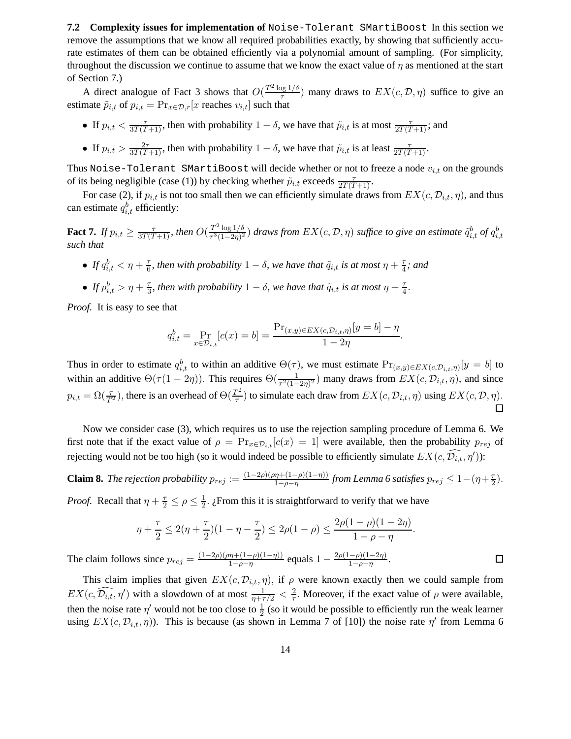**7.2 Complexity issues for implementation of `Noise-Tolerant SMartiBoost`** In this section we remove the assumptions that we know all required probabilities exactly, by showing that sufficiently accurate estimates of them can be obtained efficiently via a polynomial amount of sampling. (For simplicity, throughout the discussion we continue to assume that we know the exact value of $\eta$ as mentioned at the start of Section 7.)

A direct analogue of Fact 3 shows that $O(\frac{T^2 \log 1/\delta}{\tau})$ many draws to $EX(c, \mathcal{D}, \eta)$ suffice to give an estimate $\tilde{p}_{i,t}$ of $p_{i,t} = \Pr_{x \in \mathcal{D}, r}[x \text{ reaches } v_{i,t}]$ such that

- If $p_{i,t} < \frac{\tau}{3T(T+1)}$, then with probability $1 - \delta$, we have that $\tilde{p}_{i,t}$ is at most $\frac{\tau}{2T(T+1)}$; and
- If $p_{i,t} > \frac{2\tau}{3T(T+1)}$, then with probability $1 - \delta$, we have that $\tilde{p}_{i,t}$ is at least $\frac{\tau}{2T(T+1)}$.

Thus `Noise-Tolerant SMartiBoost` will decide whether or not to freeze a node $v_{i,t}$ on the grounds of its being negligible (case (1)) by checking whether $\tilde{p}_{i,t}$ exceeds $\frac{\tau}{2T(T+1)}$.

For case (2), if $p_{i,t}$ is not too small then we can efficiently simulate draws from $EX(c, \mathcal{D}_{i,t}, \eta)$, and thus can estimate $q^b_{i,t}$ efficiently:

**Fact 7.** *If $p_{i,t} \geq \frac{\tau}{3T(T+1)}$, then $O(\frac{T^2 \log 1/\delta}{\tau^3(1-2\eta)^2})$ draws from $EX(c, \mathcal{D}, \eta)$ suffice to give an estimate $\tilde{q}^b_{i,t}$ of $q^b_{i,t}$ such that*

- *If $q^b_{i,t} < \eta + \frac{\tau}{6}$, then with probability $1 - \delta$, we have that $\tilde{q}_{i,t}$ is at most $\eta + \frac{\tau}{4}$; and*
- *If $p^b_{i,t} > \eta + \frac{\tau}{3}$, then with probability $1 - \delta$, we have that $\tilde{q}_{i,t}$ is at most $\eta + \frac{\tau}{4}$.*

*Proof.* It is easy to see that

$$q^b_{i,t} = \Pr_{x \in \mathcal{D}_{i,t}}[c(x) = b] = \frac{\Pr_{(x,y) \in EX(c, \mathcal{D}_{i,t}, \eta)}[y = b] - \eta}{1 - 2\eta}.$$

Thus in order to estimate $q^b_{i,t}$ to within an additive $\Theta(\tau)$, we must estimate $\Pr_{(x,y) \in EX(c, \mathcal{D}_{i,t}, \eta)}[y = b]$ to within an additive $\Theta(\tau(1 - 2\eta))$. This requires $\Theta(\frac{1}{\tau^2(1-2\eta)^2})$ many draws from $EX(c, \mathcal{D}_{i,t}, \eta)$, and since $p_{i,t} = \Omega(\frac{\tau}{T^2})$, there is an overhead of $\Theta(\frac{T^2}{\tau})$ to simulate each draw from $EX(c, \mathcal{D}_{i,t}, \eta)$ using $EX(c, \mathcal{D}, \eta)$. $\square$

Now we consider case (3), which requires us to use the rejection sampling procedure of Lemma 6. We first note that if the exact value of $\rho = \Pr_{x \in \mathcal{D}_{i,t}}[c(x) = 1]$ were available, then the probability $p_{rej}$ of rejecting would not be too high (so it would indeed be possible to efficiently simulate $EX(c, \widehat{\mathcal{D}_{i,t}}, \eta')$):

**Claim 8.** *The rejection probability $p_{rej} := \frac{(1-2\rho)(\rho\eta + (1-\rho)(1-\eta))}{1-\rho-\eta}$ from Lemma 6 satisfies $p_{rej} \leq 1 - (\eta + \frac{\tau}{2})$.*

*Proof.* Recall that $\eta + \frac{\tau}{2} \leq \rho \leq \frac{1}{2}$. ¿From this it is straightforward to verify that we have

$$\eta + \frac{\tau}{2} \leq 2(\eta + \frac{\tau}{2})(1 - \eta - \frac{\tau}{2}) \leq 2\rho(1 - \rho) \leq \frac{2\rho(1-\rho)(1-2\eta)}{1 - \rho - \eta}.$$

The claim follows since $p_{rej} = \frac{(1-2\rho)(\rho\eta + (1-\rho)(1-\eta))}{1-\rho-\eta}$ equals $1 - \frac{2\rho(1-\rho)(1-2\eta)}{1-\rho-\eta}$. $\square$

This claim implies that given $EX(c, \mathcal{D}_{i,t}, \eta)$, if $\rho$ were known exactly then we could sample from $EX(c, \widehat{\mathcal{D}_{i,t}}, \eta')$ with a slowdown of at most $\frac{1}{\eta + \tau/2} < \frac{2}{\tau}$. Moreover, if the exact value of $\rho$ were available, then the noise rate $\eta'$ would not be too close to $\frac{1}{2}$ (so it would be possible to efficiently run the weak learner using $EX(c, \mathcal{D}_{i,t}, \eta)$). This is because (as shown in Lemma 7 of [10]) the noise rate $\eta'$ from Lemma 6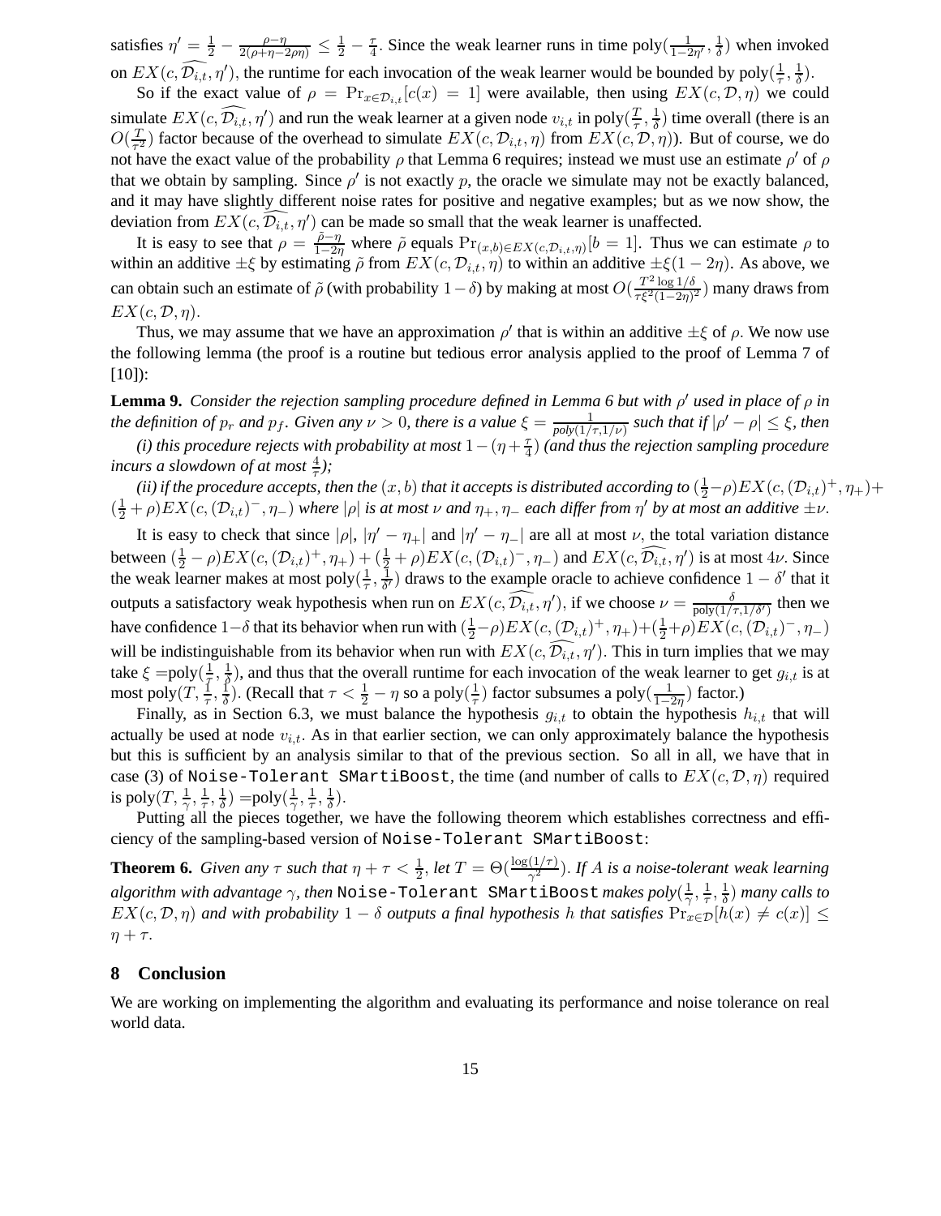satisfies $\eta' = \frac{1}{2} - \frac{\rho - \eta}{2(\rho + \eta - 2\rho\eta)} \leq \frac{1}{2} - \frac{\tau}{4}$. Since the weak learner runs in time poly$(\frac{1}{1-2\eta'}, \frac{1}{\delta})$ when invoked on $EX(c, \widehat{\mathcal{D}_{i,t}}, \eta')$, the runtime for each invocation of the weak learner would be bounded by poly$(\frac{1}{\tau}, \frac{1}{\delta})$.

So if the exact value of $\rho = \Pr_{x \in \mathcal{D}_{i,t}}[c(x) = 1]$ were available, then using $EX(c, \mathcal{D}, \eta)$ we could simulate $EX(c, \widehat{\mathcal{D}_{i,t}}, \eta')$ and run the weak learner at a given node $v_{i,t}$ in poly$(\frac{T}{\tau}, \frac{1}{\delta})$ time overall (there is an $O(\frac{T}{\tau^2})$ factor because of the overhead to simulate $EX(c, \mathcal{D}_{i,t}, \eta)$ from $EX(c, \mathcal{D}, \eta)$). But of course, we do not have the exact value of the probability $\rho$ that Lemma 6 requires; instead we must use an estimate $\rho'$ of $\rho$ that we obtain by sampling. Since $\rho'$ is not exactly $p$, the oracle we simulate may not be exactly balanced, and it may have slightly different noise rates for positive and negative examples; but as we now show, the deviation from $EX(c, \widehat{\mathcal{D}_{i,t}}, \eta')$ can be made so small that the weak learner is unaffected.

It is easy to see that $\rho = \frac{\tilde{\rho} - \eta}{1 - 2\eta}$ where $\tilde{\rho}$ equals $\Pr_{(x,b) \in EX(c, \mathcal{D}_{i,t}, \eta)}[b = 1]$. Thus we can estimate $\rho$ to within an additive $\pm\xi$ by estimating $\tilde{\rho}$ from $EX(c, \mathcal{D}_{i,t}, \eta)$ to within an additive $\pm\xi(1 - 2\eta)$. As above, we can obtain such an estimate of $\tilde{\rho}$ (with probability $1 - \delta$) by making at most $O(\frac{T^2 \log 1/\delta}{\tau \xi^2 (1-2\eta)^2})$ many draws from $EX(c, \mathcal{D}, \eta)$.

Thus, we may assume that we have an approximation $\rho'$ that is within an additive $\pm\xi$ of $\rho$. We now use the following lemma (the proof is a routine but tedious error analysis applied to the proof of Lemma 7 of [10]):

**Lemma 9.** *Consider the rejection sampling procedure defined in Lemma 6 but with $\rho'$ used in place of $\rho$ in the definition of $p_r$ and $p_f$. Given any $\nu > 0$, there is a value $\xi = \frac{1}{poly(1/\tau, 1/\nu)}$ such that if $|\rho' - \rho| \leq \xi$, then*

*(i) this procedure rejects with probability at most $1 - (\eta + \frac{\tau}{4})$ (and thus the rejection sampling procedure incurs a slowdown of at most $\frac{4}{\tau}$);*

*(ii) if the procedure accepts, then the $(x, b)$ that it accepts is distributed according to $(\frac{1}{2} - \rho) EX(c, (\mathcal{D}_{i,t})^+, \eta_+) + (\frac{1}{2} + \rho) EX(c, (\mathcal{D}_{i,t})^-, \eta_-)$ where $|\rho|$ is at most $\nu$ and $\eta_+, \eta_-$ each differ from $\eta'$ by at most an additive $\pm\nu$.*

It is easy to check that since $|\rho|$, $|\eta' - \eta_+|$ and $|\eta' - \eta_-|$ are all at most $\nu$, the total variation distance between $(\frac{1}{2} - \rho) EX(c, (\mathcal{D}_{i,t})^+, \eta_+) + (\frac{1}{2} + \rho) EX(c, (\mathcal{D}_{i,t})^-, \eta_-)$ and $EX(c, \widehat{\mathcal{D}_{i,t}}, \eta')$ is at most $4\nu$. Since the weak learner makes at most poly$(\frac{1}{\tau}, \frac{1}{\delta'})$ draws to the example oracle to achieve confidence $1 - \delta'$ that it outputs a satisfactory weak hypothesis when run on $EX(c, \widehat{\mathcal{D}_{i,t}}, \eta')$, if we choose $\nu = \frac{\delta}{\text{poly}(1/\tau, 1/\delta')}$ then we have confidence $1 - \delta$ that its behavior when run with $(\frac{1}{2} - \rho) EX(c, (\mathcal{D}_{i,t})^+, \eta_+) + (\frac{1}{2} + \rho) EX(c, (\mathcal{D}_{i,t})^-, \eta_-)$ will be indistinguishable from its behavior when run with $EX(c, \widehat{\mathcal{D}_{i,t}}, \eta')$. This in turn implies that we may take $\xi =$poly$(\frac{1}{\tau}, \frac{1}{\delta})$, and thus that the overall runtime for each invocation of the weak learner to get $g_{i,t}$ is at most poly$(T, \frac{1}{\tau}, \frac{1}{\delta})$. (Recall that $\tau < \frac{1}{2} - \eta$ so a poly$(\frac{1}{\tau})$ factor subsumes a poly$(\frac{1}{1-2\eta})$ factor.)

Finally, as in Section 6.3, we must balance the hypothesis $g_{i,t}$ to obtain the hypothesis $h_{i,t}$ that will actually be used at node $v_{i,t}$. As in that earlier section, we can only approximately balance the hypothesis but this is sufficient by an analysis similar to that of the previous section. So all in all, we have that in case (3) of `Noise-Tolerant SMartiBoost`, the time (and number of calls to $EX(c, \mathcal{D}, \eta)$ required is poly$(T, \frac{1}{\gamma}, \frac{1}{\tau}, \frac{1}{\delta})$ =poly$(\frac{1}{\gamma}, \frac{1}{\tau}, \frac{1}{\delta})$.

Putting all the pieces together, we have the following theorem which establishes correctness and efficiency of the sampling-based version of `Noise-Tolerant SMartiBoost`:

**Theorem 6.** *Given any $\tau$ such that $\eta + \tau < \frac{1}{2}$, let $T = \Theta(\frac{\log(1/\tau)}{\gamma^2})$. If $A$ is a noise-tolerant weak learning algorithm with advantage $\gamma$, then* `Noise-Tolerant SMartiBoost` *makes poly$(\frac{1}{\gamma}, \frac{1}{\tau}, \frac{1}{\delta})$ many calls to $EX(c, \mathcal{D}, \eta)$ and with probability $1 - \delta$ outputs a final hypothesis $h$ that satisfies $\Pr_{x \in \mathcal{D}}[h(x) \neq c(x)] \leq \eta + \tau$.*

## 8 Conclusion

We are working on implementing the algorithm and evaluating its performance and noise tolerance on real world data.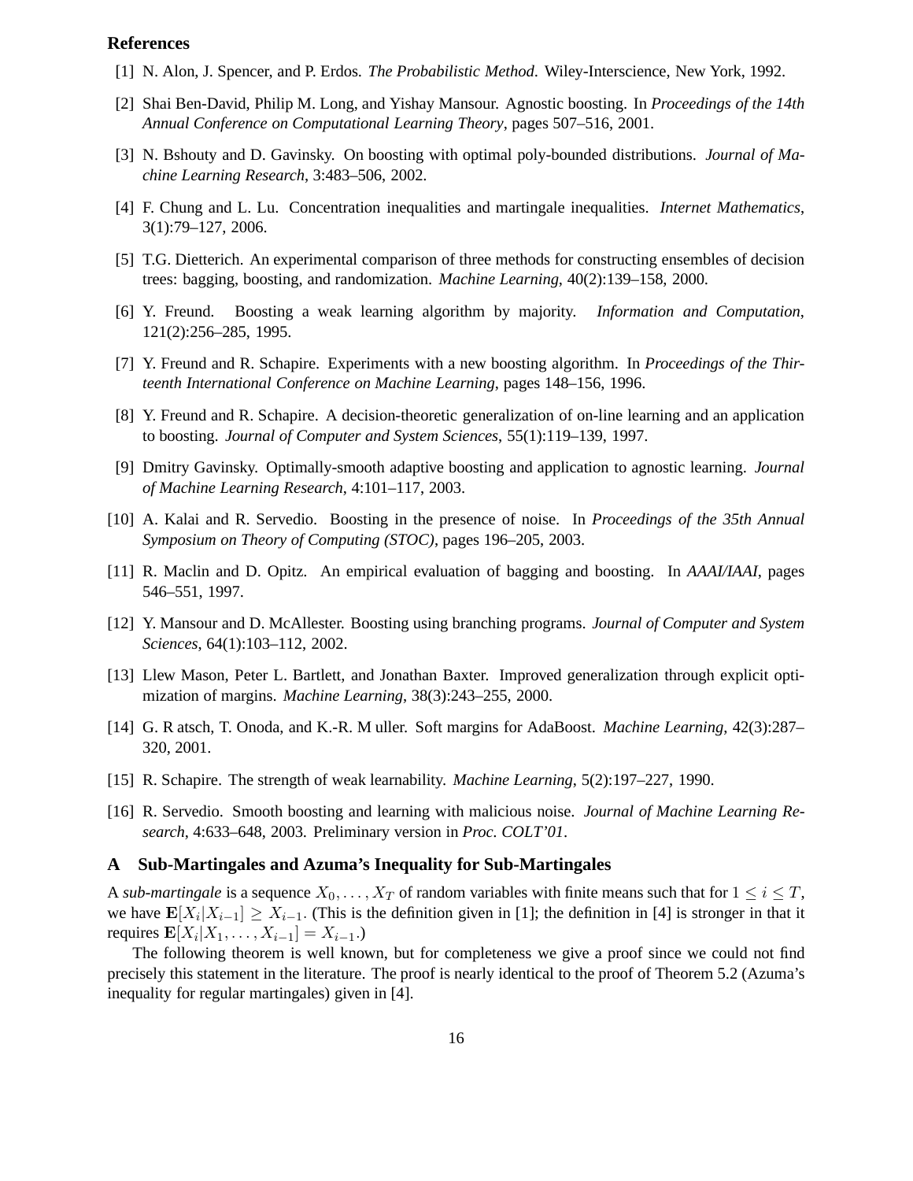## References

[1] N. Alon, J. Spencer, and P. Erdos. *The Probabilistic Method*. Wiley-Interscience, New York, 1992.

[2] Shai Ben-David, Philip M. Long, and Yishay Mansour. Agnostic boosting. In *Proceedings of the 14th Annual Conference on Computational Learning Theory*, pages 507–516, 2001.

[3] N. Bshouty and D. Gavinsky. On boosting with optimal poly-bounded distributions. *Journal of Machine Learning Research*, 3:483–506, 2002.

[4] F. Chung and L. Lu. Concentration inequalities and martingale inequalities. *Internet Mathematics*, 3(1):79–127, 2006.

[5] T.G. Dietterich. An experimental comparison of three methods for constructing ensembles of decision trees: bagging, boosting, and randomization. *Machine Learning*, 40(2):139–158, 2000.

[6] Y. Freund. Boosting a weak learning algorithm by majority. *Information and Computation*, 121(2):256–285, 1995.

[7] Y. Freund and R. Schapire. Experiments with a new boosting algorithm. In *Proceedings of the Thirteenth International Conference on Machine Learning*, pages 148–156, 1996.

[8] Y. Freund and R. Schapire. A decision-theoretic generalization of on-line learning and an application to boosting. *Journal of Computer and System Sciences*, 55(1):119–139, 1997.

[9] Dmitry Gavinsky. Optimally-smooth adaptive boosting and application to agnostic learning. *Journal of Machine Learning Research*, 4:101–117, 2003.

[10] A. Kalai and R. Servedio. Boosting in the presence of noise. In *Proceedings of the 35th Annual Symposium on Theory of Computing (STOC)*, pages 196–205, 2003.

[11] R. Maclin and D. Opitz. An empirical evaluation of bagging and boosting. In *AAAI/IAAI*, pages 546–551, 1997.

[12] Y. Mansour and D. McAllester. Boosting using branching programs. *Journal of Computer and System Sciences*, 64(1):103–112, 2002.

[13] Llew Mason, Peter L. Bartlett, and Jonathan Baxter. Improved generalization through explicit optimization of margins. *Machine Learning*, 38(3):243–255, 2000.

[14] G. R atsch, T. Onoda, and K.-R. M uller. Soft margins for AdaBoost. *Machine Learning*, 42(3):287–320, 2001.

[15] R. Schapire. The strength of weak learnability. *Machine Learning*, 5(2):197–227, 1990.

[16] R. Servedio. Smooth boosting and learning with malicious noise. *Journal of Machine Learning Research*, 4:633–648, 2003. Preliminary version in *Proc. COLT'01*.

## A Sub-Martingales and Azuma's Inequality for Sub-Martingales

A *sub-martingale* is a sequence $X_0, \ldots, X_T$ of random variables with finite means such that for $1 \le i \le T$, we have $\mathbf{E}[X_i | X_{i-1}] \ge X_{i-1}$. (This is the definition given in [1]; the definition in [4] is stronger in that it requires $\mathbf{E}[X_i | X_1, \ldots, X_{i-1}] = X_{i-1}$.)

The following theorem is well known, but for completeness we give a proof since we could not find precisely this statement in the literature. The proof is nearly identical to the proof of Theorem 5.2 (Azuma's inequality for regular martingales) given in [4].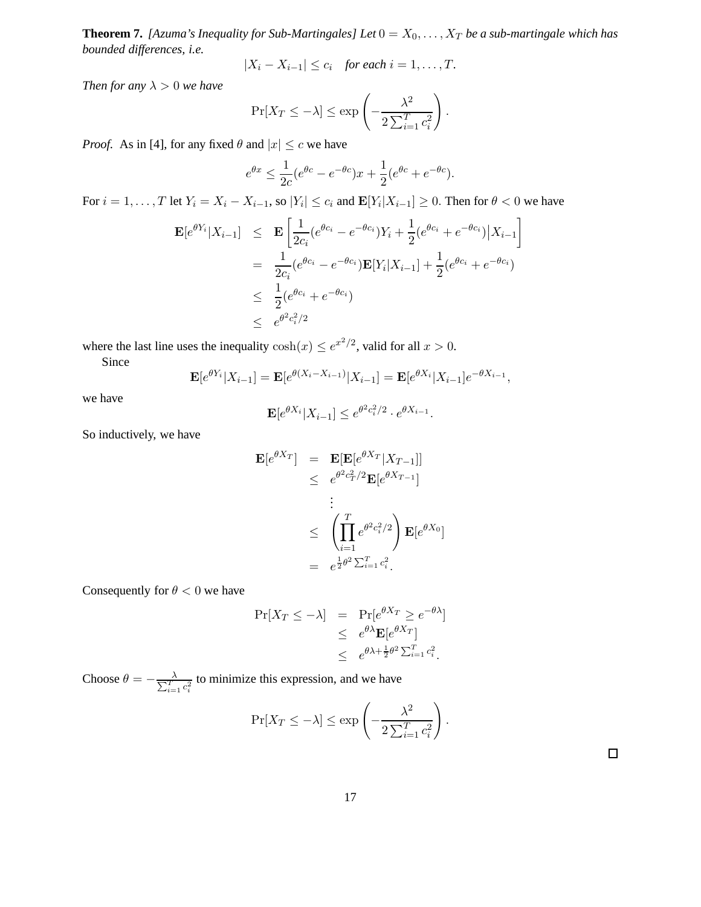**Theorem 7.** *[Azuma's Inequality for Sub-Martingales] Let $0 = X_0, \ldots, X_T$ be a sub-martingale which has bounded differences, i.e.*

$$|X_i - X_{i-1}| \leq c_i \quad \textit{for each } i = 1, \ldots, T.$$

*Then for any $\lambda > 0$ we have*

$$\Pr[X_T \leq -\lambda] \leq \exp\left(-\frac{\lambda^2}{2\sum_{i=1}^T c_i^2}\right).$$

*Proof.* As in [4], for any fixed $\theta$ and $|x| \leq c$ we have

$$e^{\theta x} \leq \frac{1}{2c}(e^{\theta c} - e^{-\theta c})x + \frac{1}{2}(e^{\theta c} + e^{-\theta c}).$$

For $i = 1, \ldots, T$ let $Y_i = X_i - X_{i-1}$, so $|Y_i| \leq c_i$ and $\mathbf{E}[Y_i | X_{i-1}] \geq 0$. Then for $\theta < 0$ we have

$$\begin{aligned}
\mathbf{E}[e^{\theta Y_i} | X_{i-1}] &\leq \mathbf{E}\left[\frac{1}{2c_i}(e^{\theta c_i} - e^{-\theta c_i})Y_i + \frac{1}{2}(e^{\theta c_i} + e^{-\theta c_i}) \big| X_{i-1}\right] \\
&= \frac{1}{2c_i}(e^{\theta c_i} - e^{-\theta c_i})\mathbf{E}[Y_i | X_{i-1}] + \frac{1}{2}(e^{\theta c_i} + e^{-\theta c_i}) \\
&\leq \frac{1}{2}(e^{\theta c_i} + e^{-\theta c_i}) \\
&\leq e^{\theta^2 c_i^2 / 2}
\end{aligned}$$

where the last line uses the inequality $\cosh(x) \leq e^{x^2/2}$, valid for all $x > 0$.

Since

$$\mathbf{E}[e^{\theta Y_i} | X_{i-1}] = \mathbf{E}[e^{\theta(X_i - X_{i-1})} | X_{i-1}] = \mathbf{E}[e^{\theta X_i} | X_{i-1}] e^{-\theta X_{i-1}},$$

we have

$$\mathbf{E}[e^{\theta X_i} | X_{i-1}] \leq e^{\theta^2 c_i^2 / 2} \cdot e^{\theta X_{i-1}}.$$

So inductively, we have

$$\begin{aligned}
\mathbf{E}[e^{\theta X_T}] &= \mathbf{E}[\mathbf{E}[e^{\theta X_T} | X_{T-1}]] \\
&\leq e^{\theta^2 c_T^2 / 2} \mathbf{E}[e^{\theta X_{T-1}}] \\
&\vdots \\
&\leq \left(\prod_{i=1}^T e^{\theta^2 c_i^2 / 2}\right) \mathbf{E}[e^{\theta X_0}] \\
&= e^{\frac{1}{2}\theta^2 \sum_{i=1}^T c_i^2}.
\end{aligned}$$

Consequently for $\theta < 0$ we have

$$\begin{aligned}
\Pr[X_T \leq -\lambda] &= \Pr[e^{\theta X_T} \geq e^{-\theta \lambda}] \\
&\leq e^{\theta \lambda} \mathbf{E}[e^{\theta X_T}] \\
&\leq e^{\theta \lambda + \frac{1}{2}\theta^2 \sum_{i=1}^T c_i^2}.
\end{aligned}$$

Choose $\theta = -\frac{\lambda}{\sum_{i=1}^T c_i^2}$ to minimize this expression, and we have

$$\Pr[X_T \leq -\lambda] \leq \exp\left(-\frac{\lambda^2}{2\sum_{i=1}^T c_i^2}\right).$$

□